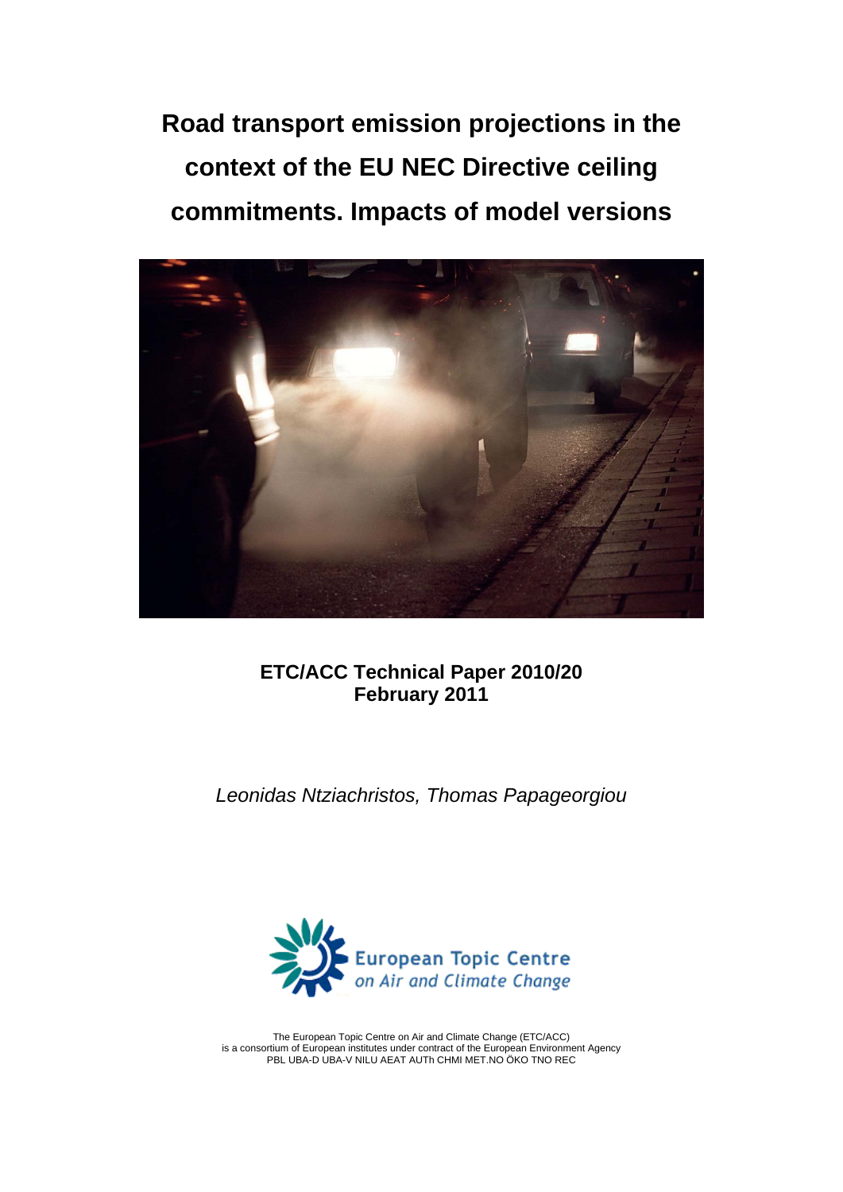# Road transport emission projections in the context of the EU NEC Directive ceiling commitments. Impacts of model versions

**ETC/ACC Technical Paper 2010/20**
**February 2011**

*Leonidas Ntziachristos, Thomas Papageorgiou*

European Topic Centre on Air and Climate Change

The European Topic Centre on Air and Climate Change (ETC/ACC) is a consortium of European institutes under contract of the European Environment Agency PBL UBA-D UBA-V NILU AEAT AUTh CHMI MET.NO ÖKO TNO REC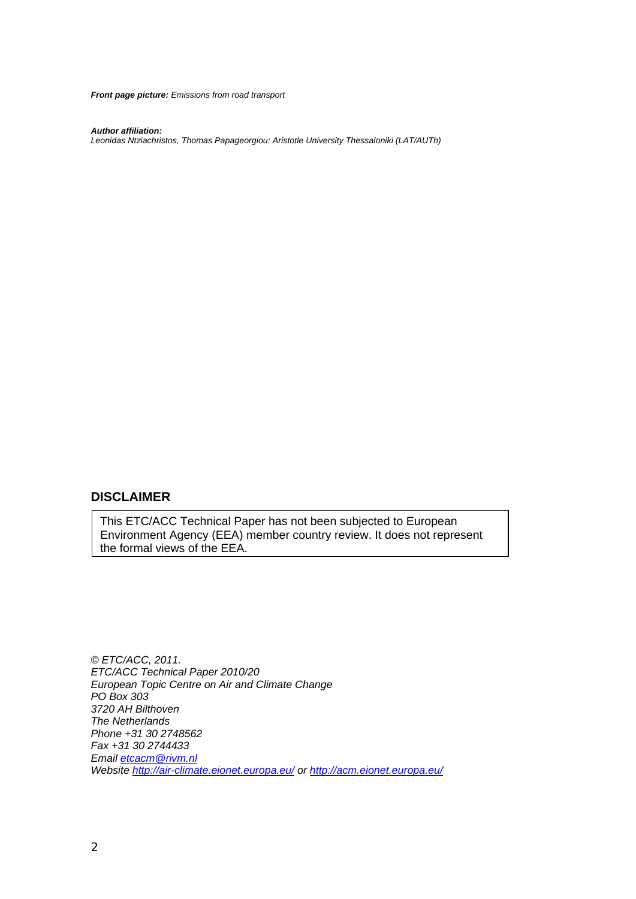***Front page picture:*** *Emissions from road transport*

***Author affiliation:***
*Leonidas Ntziachristos, Thomas Papageorgiou: Aristotle University Thessaloniki (LAT/AUTh)*

## DISCLAIMER

This ETC/ACC Technical Paper has not been subjected to European Environment Agency (EEA) member country review. It does not represent the formal views of the EEA.

*© ETC/ACC, 2011.*
*ETC/ACC Technical Paper 2010/20*
*European Topic Centre on Air and Climate Change*
*PO Box 303*
*3720 AH Bilthoven*
*The Netherlands*
*Phone +31 30 2748562*
*Fax +31 30 2744433*
*Email [etcacm@rivm.nl](mailto:etcacm@rivm.nl)*
*Website [http://air-climate.eionet.europa.eu/](http://air-climate.eionet.europa.eu/) or [http://acm.eionet.europa.eu/](http://acm.eionet.europa.eu/)*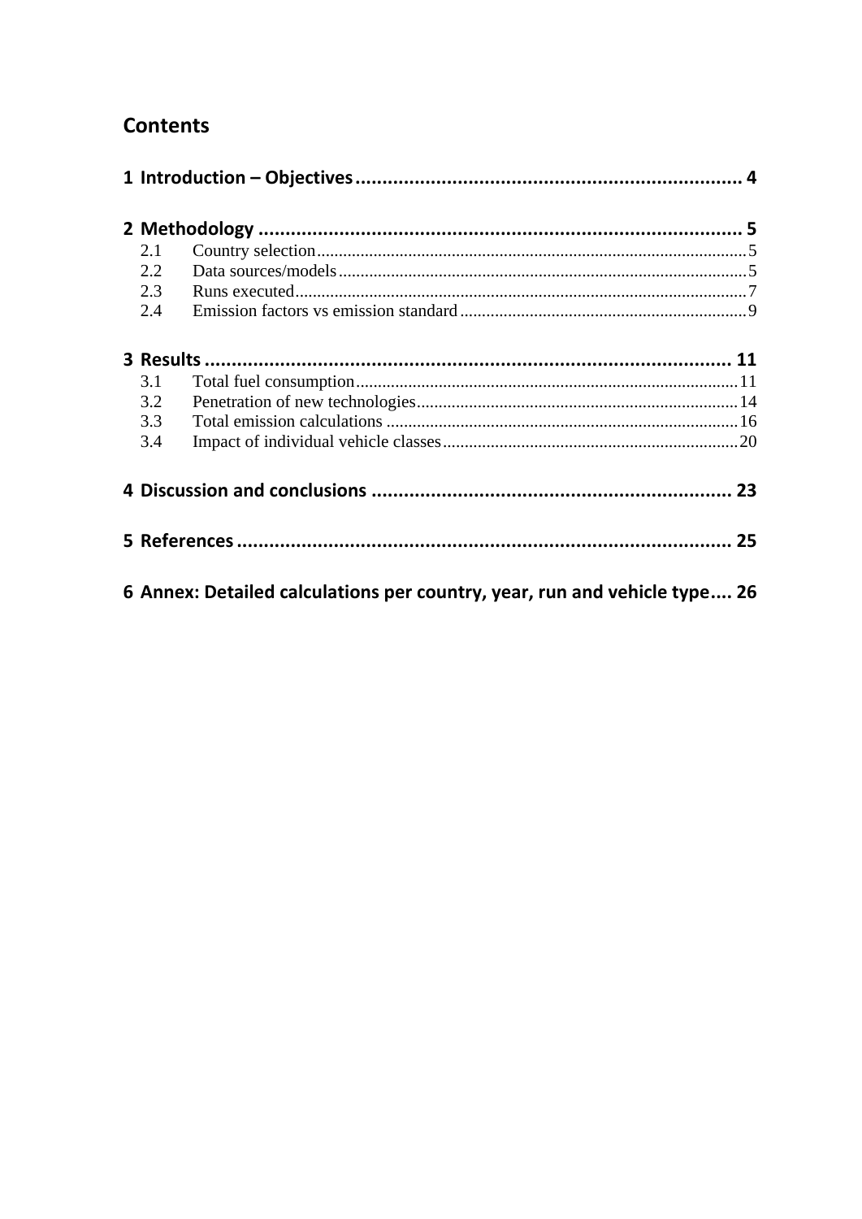## Contents

**1 Introduction – Objectives .......................................................................... 4**

**2 Methodology .......................................................................................... 5**

- 2.1 Country selection ........................................................................................ 5
- 2.2 Data sources/models ................................................................................... 5
- 2.3 Runs executed ............................................................................................. 7
- 2.4 Emission factors vs emission standard ....................................................... 9

**3 Results ................................................................................................ 11**

- 3.1 Total fuel consumption .............................................................................. 11
- 3.2 Penetration of new technologies ................................................................ 14
- 3.3 Total emission calculations ....................................................................... 16
- 3.4 Impact of individual vehicle classes .......................................................... 20

**4 Discussion and conclusions .................................................................. 23**

**5 References ........................................................................................... 25**

**6 Annex: Detailed calculations per country, year, run and vehicle type .... 26**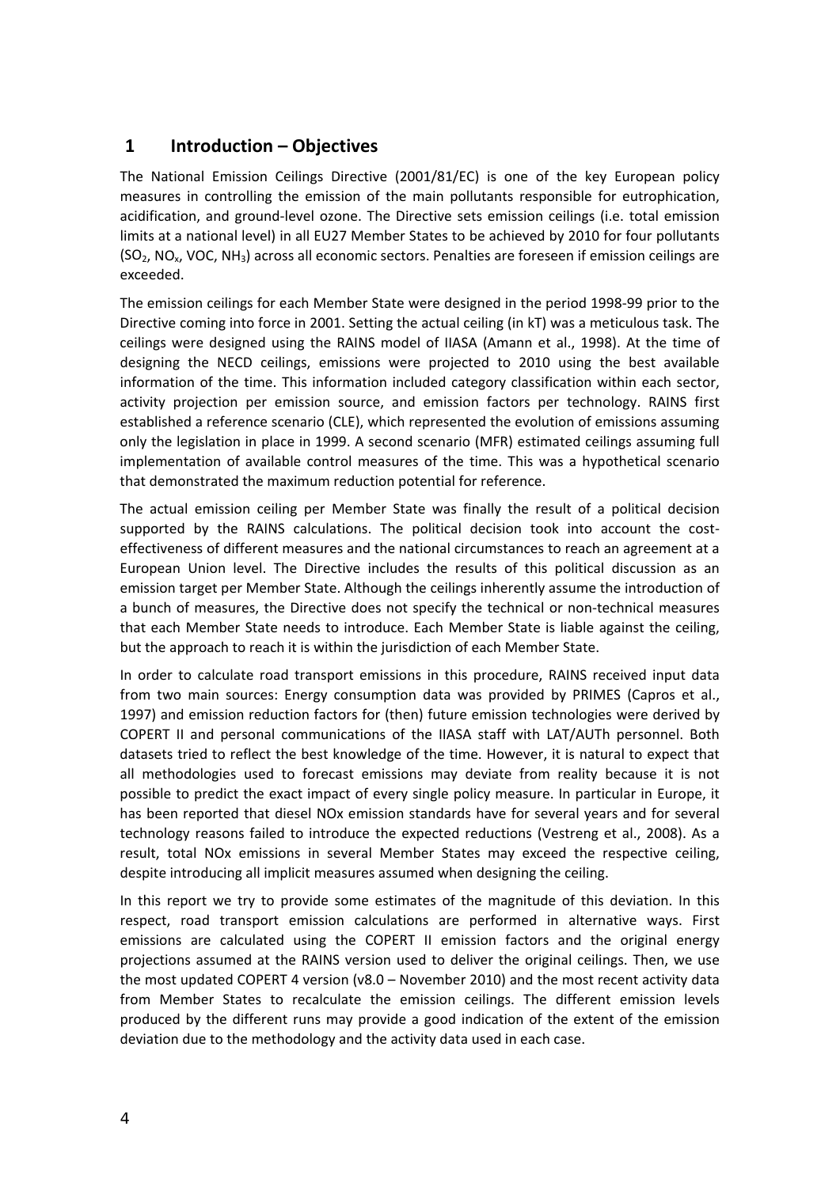# 1 Introduction – Objectives

The National Emission Ceilings Directive (2001/81/EC) is one of the key European policy measures in controlling the emission of the main pollutants responsible for eutrophication, acidification, and ground-level ozone. The Directive sets emission ceilings (i.e. total emission limits at a national level) in all EU27 Member States to be achieved by 2010 for four pollutants ($SO_2$, $NO_x$, VOC, $NH_3$) across all economic sectors. Penalties are foreseen if emission ceilings are exceeded.

The emission ceilings for each Member State were designed in the period 1998-99 prior to the Directive coming into force in 2001. Setting the actual ceiling (in kT) was a meticulous task. The ceilings were designed using the RAINS model of IIASA (Amann et al., 1998). At the time of designing the NECD ceilings, emissions were projected to 2010 using the best available information of the time. This information included category classification within each sector, activity projection per emission source, and emission factors per technology. RAINS first established a reference scenario (CLE), which represented the evolution of emissions assuming only the legislation in place in 1999. A second scenario (MFR) estimated ceilings assuming full implementation of available control measures of the time. This was a hypothetical scenario that demonstrated the maximum reduction potential for reference.

The actual emission ceiling per Member State was finally the result of a political decision supported by the RAINS calculations. The political decision took into account the cost-effectiveness of different measures and the national circumstances to reach an agreement at a European Union level. The Directive includes the results of this political discussion as an emission target per Member State. Although the ceilings inherently assume the introduction of a bunch of measures, the Directive does not specify the technical or non-technical measures that each Member State needs to introduce. Each Member State is liable against the ceiling, but the approach to reach it is within the jurisdiction of each Member State.

In order to calculate road transport emissions in this procedure, RAINS received input data from two main sources: Energy consumption data was provided by PRIMES (Capros et al., 1997) and emission reduction factors for (then) future emission technologies were derived by COPERT II and personal communications of the IIASA staff with LAT/AUTh personnel. Both datasets tried to reflect the best knowledge of the time. However, it is natural to expect that all methodologies used to forecast emissions may deviate from reality because it is not possible to predict the exact impact of every single policy measure. In particular in Europe, it has been reported that diesel NOx emission standards have for several years and for several technology reasons failed to introduce the expected reductions (Vestreng et al., 2008). As a result, total NOx emissions in several Member States may exceed the respective ceiling, despite introducing all implicit measures assumed when designing the ceiling.

In this report we try to provide some estimates of the magnitude of this deviation. In this respect, road transport emission calculations are performed in alternative ways. First emissions are calculated using the COPERT II emission factors and the original energy projections assumed at the RAINS version used to deliver the original ceilings. Then, we use the most updated COPERT 4 version (v8.0 – November 2010) and the most recent activity data from Member States to recalculate the emission ceilings. The different emission levels produced by the different runs may provide a good indication of the extent of the emission deviation due to the methodology and the activity data used in each case.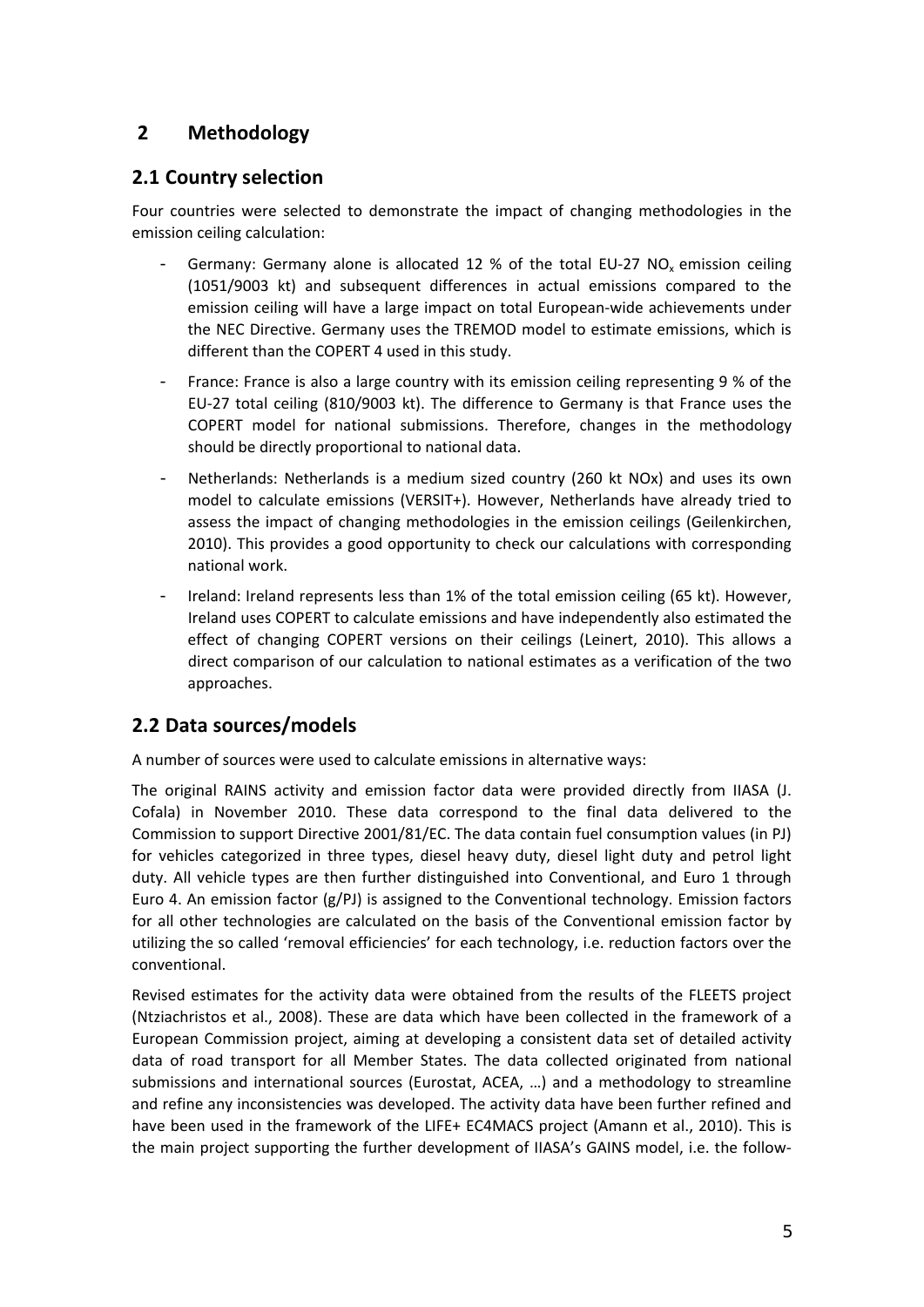# 2 Methodology

## 2.1 Country selection

Four countries were selected to demonstrate the impact of changing methodologies in the emission ceiling calculation:

- Germany: Germany alone is allocated 12 % of the total EU-27 $NO_x$ emission ceiling (1051/9003 kt) and subsequent differences in actual emissions compared to the emission ceiling will have a large impact on total European-wide achievements under the NEC Directive. Germany uses the TREMOD model to estimate emissions, which is different than the COPERT 4 used in this study.
- France: France is also a large country with its emission ceiling representing 9 % of the EU-27 total ceiling (810/9003 kt). The difference to Germany is that France uses the COPERT model for national submissions. Therefore, changes in the methodology should be directly proportional to national data.
- Netherlands: Netherlands is a medium sized country (260 kt NOx) and uses its own model to calculate emissions (VERSIT+). However, Netherlands have already tried to assess the impact of changing methodologies in the emission ceilings (Geilenkirchen, 2010). This provides a good opportunity to check our calculations with corresponding national work.
- Ireland: Ireland represents less than 1% of the total emission ceiling (65 kt). However, Ireland uses COPERT to calculate emissions and have independently also estimated the effect of changing COPERT versions on their ceilings (Leinert, 2010). This allows a direct comparison of our calculation to national estimates as a verification of the two approaches.

## 2.2 Data sources/models

A number of sources were used to calculate emissions in alternative ways:

The original RAINS activity and emission factor data were provided directly from IIASA (J. Cofala) in November 2010. These data correspond to the final data delivered to the Commission to support Directive 2001/81/EC. The data contain fuel consumption values (in PJ) for vehicles categorized in three types, diesel heavy duty, diesel light duty and petrol light duty. All vehicle types are then further distinguished into Conventional, and Euro 1 through Euro 4. An emission factor (g/PJ) is assigned to the Conventional technology. Emission factors for all other technologies are calculated on the basis of the Conventional emission factor by utilizing the so called 'removal efficiencies' for each technology, i.e. reduction factors over the conventional.

Revised estimates for the activity data were obtained from the results of the FLEETS project (Ntziachristos et al., 2008). These are data which have been collected in the framework of a European Commission project, aiming at developing a consistent data set of detailed activity data of road transport for all Member States. The data collected originated from national submissions and international sources (Eurostat, ACEA, …) and a methodology to streamline and refine any inconsistencies was developed. The activity data have been further refined and have been used in the framework of the LIFE+ EC4MACS project (Amann et al., 2010). This is the main project supporting the further development of IIASA's GAINS model, i.e. the follow-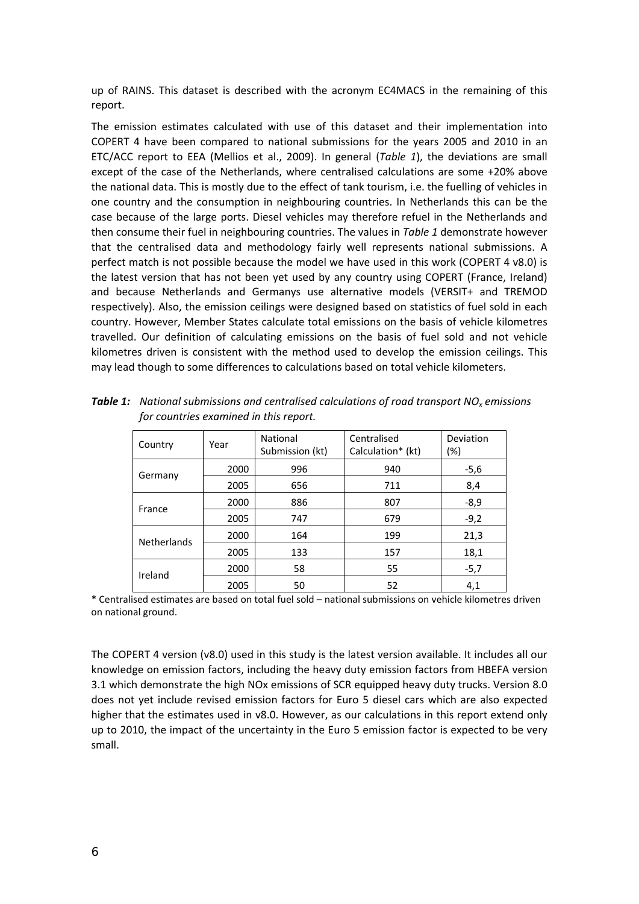up of RAINS. This dataset is described with the acronym EC4MACS in the remaining of this report.

The emission estimates calculated with use of this dataset and their implementation into COPERT 4 have been compared to national submissions for the years 2005 and 2010 in an ETC/ACC report to EEA (Mellios et al., 2009). In general (*Table 1*), the deviations are small except of the case of the Netherlands, where centralised calculations are some +20% above the national data. This is mostly due to the effect of tank tourism, i.e. the fuelling of vehicles in one country and the consumption in neighbouring countries. In Netherlands this can be the case because of the large ports. Diesel vehicles may therefore refuel in the Netherlands and then consume their fuel in neighbouring countries. The values in *Table 1* demonstrate however that the centralised data and methodology fairly well represents national submissions. A perfect match is not possible because the model we have used in this work (COPERT 4 v8.0) is the latest version that has not been yet used by any country using COPERT (France, Ireland) and because Netherlands and Germanys use alternative models (VERSIT+ and TREMOD respectively). Also, the emission ceilings were designed based on statistics of fuel sold in each country. However, Member States calculate total emissions on the basis of vehicle kilometres travelled. Our definition of calculating emissions on the basis of fuel sold and not vehicle kilometres driven is consistent with the method used to develop the emission ceilings. This may lead though to some differences to calculations based on total vehicle kilometers.

***Table 1:*** *National submissions and centralised calculations of road transport $NO_x$ emissions for countries examined in this report.*

| Country | Year | National Submission (kt) | Centralised Calculation* (kt) | Deviation (%) |
|---|---|---|---|---|
| Germany | 2000 | 996 | 940 | -5,6 |
| | 2005 | 656 | 711 | 8,4 |
| France | 2000 | 886 | 807 | -8,9 |
| | 2005 | 747 | 679 | -9,2 |
| Netherlands | 2000 | 164 | 199 | 21,3 |
| | 2005 | 133 | 157 | 18,1 |
| Ireland | 2000 | 58 | 55 | -5,7 |
| | 2005 | 50 | 52 | 4,1 |

\* Centralised estimates are based on total fuel sold – national submissions on vehicle kilometres driven on national ground.

The COPERT 4 version (v8.0) used in this study is the latest version available. It includes all our knowledge on emission factors, including the heavy duty emission factors from HBEFA version 3.1 which demonstrate the high NOx emissions of SCR equipped heavy duty trucks. Version 8.0 does not yet include revised emission factors for Euro 5 diesel cars which are also expected higher that the estimates used in v8.0. However, as our calculations in this report extend only up to 2010, the impact of the uncertainty in the Euro 5 emission factor is expected to be very small.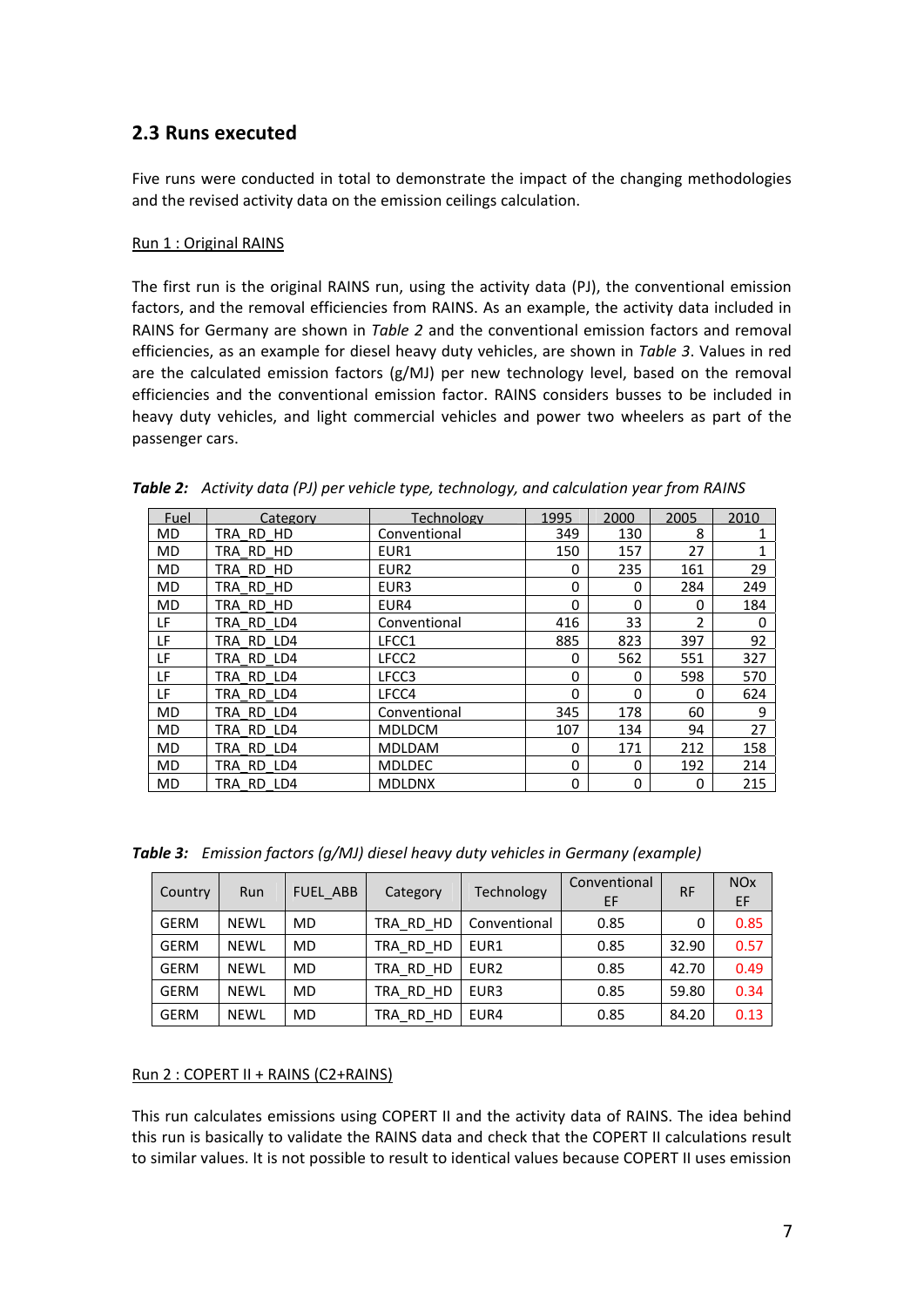## 2.3 Runs executed

Five runs were conducted in total to demonstrate the impact of the changing methodologies and the revised activity data on the emission ceilings calculation.

Run 1 : Original RAINS

The first run is the original RAINS run, using the activity data (PJ), the conventional emission factors, and the removal efficiencies from RAINS. As an example, the activity data included in RAINS for Germany are shown in *Table 2* and the conventional emission factors and removal efficiencies, as an example for diesel heavy duty vehicles, are shown in *Table 3*. Values in red are the calculated emission factors (g/MJ) per new technology level, based on the removal efficiencies and the conventional emission factor. RAINS considers busses to be included in heavy duty vehicles, and light commercial vehicles and power two wheelers as part of the passenger cars.

***Table 2:*** *Activity data (PJ) per vehicle type, technology, and calculation year from RAINS*

| Fuel | Category | Technology | 1995 | 2000 | 2005 | 2010 |
|---|---|---|---|---|---|---|
| MD | TRA_RD_HD | Conventional | 349 | 130 | 8 | 1 |
| MD | TRA_RD_HD | EUR1 | 150 | 157 | 27 | 1 |
| MD | TRA_RD_HD | EUR2 | 0 | 235 | 161 | 29 |
| MD | TRA_RD_HD | EUR3 | 0 | 0 | 284 | 249 |
| MD | TRA_RD_HD | EUR4 | 0 | 0 | 0 | 184 |
| LF | TRA_RD_LD4 | Conventional | 416 | 33 | 2 | 0 |
| LF | TRA_RD_LD4 | LFCC1 | 885 | 823 | 397 | 92 |
| LF | TRA_RD_LD4 | LFCC2 | 0 | 562 | 551 | 327 |
| LF | TRA_RD_LD4 | LFCC3 | 0 | 0 | 598 | 570 |
| LF | TRA_RD_LD4 | LFCC4 | 0 | 0 | 0 | 624 |
| MD | TRA_RD_LD4 | Conventional | 345 | 178 | 60 | 9 |
| MD | TRA_RD_LD4 | MDLDCM | 107 | 134 | 94 | 27 |
| MD | TRA_RD_LD4 | MDLDAM | 0 | 171 | 212 | 158 |
| MD | TRA_RD_LD4 | MDLDEC | 0 | 0 | 192 | 214 |
| MD | TRA_RD_LD4 | MDLDNX | 0 | 0 | 0 | 215 |

***Table 3:*** *Emission factors (g/MJ) diesel heavy duty vehicles in Germany (example)*

| Country | Run | FUEL_ABB | Category | Technology | Conventional EF | RF | NOx EF |
|---|---|---|---|---|---|---|---|
| GERM | NEWL | MD | TRA_RD_HD | Conventional | 0.85 | 0 | 0.85 |
| GERM | NEWL | MD | TRA_RD_HD | EUR1 | 0.85 | 32.90 | 0.57 |
| GERM | NEWL | MD | TRA_RD_HD | EUR2 | 0.85 | 42.70 | 0.49 |
| GERM | NEWL | MD | TRA_RD_HD | EUR3 | 0.85 | 59.80 | 0.34 |
| GERM | NEWL | MD | TRA_RD_HD | EUR4 | 0.85 | 84.20 | 0.13 |

Run 2 : COPERT II + RAINS (C2+RAINS)

This run calculates emissions using COPERT II and the activity data of RAINS. The idea behind this run is basically to validate the RAINS data and check that the COPERT II calculations result to similar values. It is not possible to result to identical values because COPERT II uses emission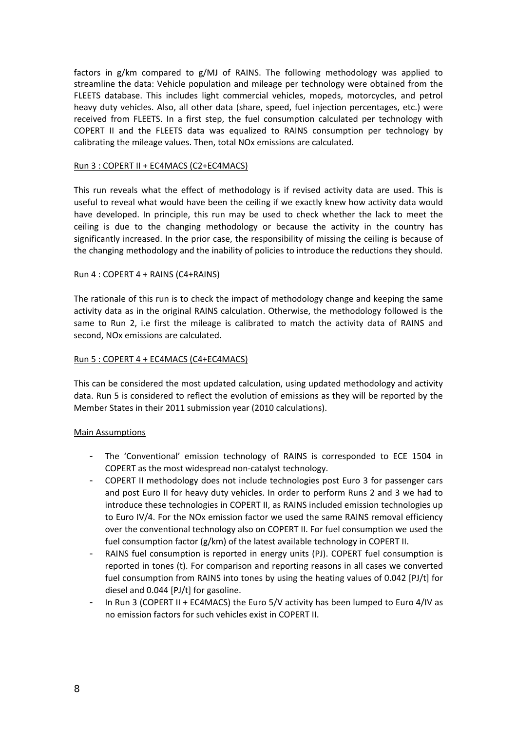factors in g/km compared to g/MJ of RAINS. The following methodology was applied to streamline the data: Vehicle population and mileage per technology were obtained from the FLEETS database. This includes light commercial vehicles, mopeds, motorcycles, and petrol heavy duty vehicles. Also, all other data (share, speed, fuel injection percentages, etc.) were received from FLEETS. In a first step, the fuel consumption calculated per technology with COPERT II and the FLEETS data was equalized to RAINS consumption per technology by calibrating the mileage values. Then, total NOx emissions are calculated.

Run 3 : COPERT II + EC4MACS (C2+EC4MACS)

This run reveals what the effect of methodology is if revised activity data are used. This is useful to reveal what would have been the ceiling if we exactly knew how activity data would have developed. In principle, this run may be used to check whether the lack to meet the ceiling is due to the changing methodology or because the activity in the country has significantly increased. In the prior case, the responsibility of missing the ceiling is because of the changing methodology and the inability of policies to introduce the reductions they should.

Run 4 : COPERT 4 + RAINS (C4+RAINS)

The rationale of this run is to check the impact of methodology change and keeping the same activity data as in the original RAINS calculation. Otherwise, the methodology followed is the same to Run 2, i.e first the mileage is calibrated to match the activity data of RAINS and second, NOx emissions are calculated.

Run 5 : COPERT 4 + EC4MACS (C4+EC4MACS)

This can be considered the most updated calculation, using updated methodology and activity data. Run 5 is considered to reflect the evolution of emissions as they will be reported by the Member States in their 2011 submission year (2010 calculations).

Main Assumptions

- The 'Conventional' emission technology of RAINS is corresponded to ECE 1504 in COPERT as the most widespread non-catalyst technology.
- COPERT II methodology does not include technologies post Euro 3 for passenger cars and post Euro II for heavy duty vehicles. In order to perform Runs 2 and 3 we had to introduce these technologies in COPERT II, as RAINS included emission technologies up to Euro IV/4. For the NOx emission factor we used the same RAINS removal efficiency over the conventional technology also on COPERT II. For fuel consumption we used the fuel consumption factor (g/km) of the latest available technology in COPERT II.
- RAINS fuel consumption is reported in energy units (PJ). COPERT fuel consumption is reported in tones (t). For comparison and reporting reasons in all cases we converted fuel consumption from RAINS into tones by using the heating values of 0.042 [PJ/t] for diesel and 0.044 [PJ/t] for gasoline.
- In Run 3 (COPERT II + EC4MACS) the Euro 5/V activity has been lumped to Euro 4/IV as no emission factors for such vehicles exist in COPERT II.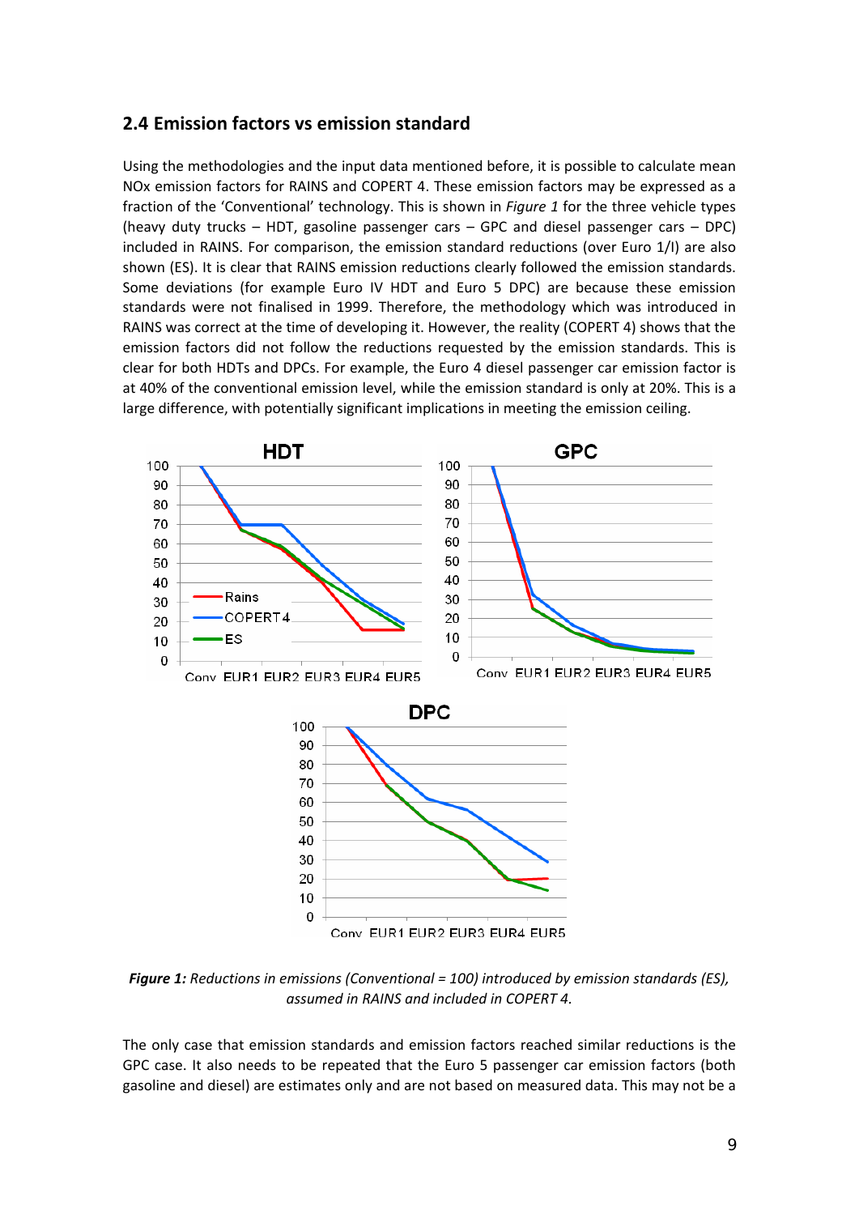## 2.4 Emission factors vs emission standard

Using the methodologies and the input data mentioned before, it is possible to calculate mean NOx emission factors for RAINS and COPERT 4. These emission factors may be expressed as a fraction of the 'Conventional' technology. This is shown in *Figure 1* for the three vehicle types (heavy duty trucks – HDT, gasoline passenger cars – GPC and diesel passenger cars – DPC) included in RAINS. For comparison, the emission standard reductions (over Euro 1/I) are also shown (ES). It is clear that RAINS emission reductions clearly followed the emission standards. Some deviations (for example Euro IV HDT and Euro 5 DPC) are because these emission standards were not finalised in 1999. Therefore, the methodology which was introduced in RAINS was correct at the time of developing it. However, the reality (COPERT 4) shows that the emission factors did not follow the reductions requested by the emission standards. This is clear for both HDTs and DPCs. For example, the Euro 4 diesel passenger car emission factor is at 40% of the conventional emission level, while the emission standard is only at 20%. This is a large difference, with potentially significant implications in meeting the emission ceiling.

***Figure 1:*** *Reductions in emissions (Conventional = 100) introduced by emission standards (ES), assumed in RAINS and included in COPERT 4.*

The only case that emission standards and emission factors reached similar reductions is the GPC case. It also needs to be repeated that the Euro 5 passenger car emission factors (both gasoline and diesel) are estimates only and are not based on measured data. This may not be a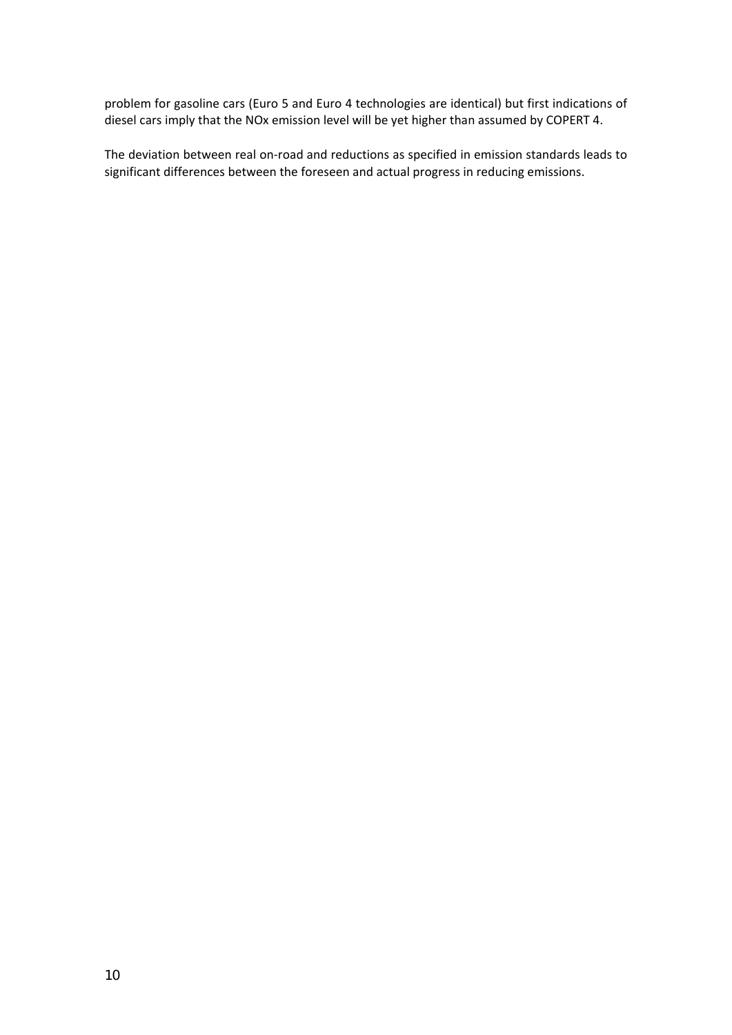problem for gasoline cars (Euro 5 and Euro 4 technologies are identical) but first indications of diesel cars imply that the NOx emission level will be yet higher than assumed by COPERT 4.

The deviation between real on-road and reductions as specified in emission standards leads to significant differences between the foreseen and actual progress in reducing emissions.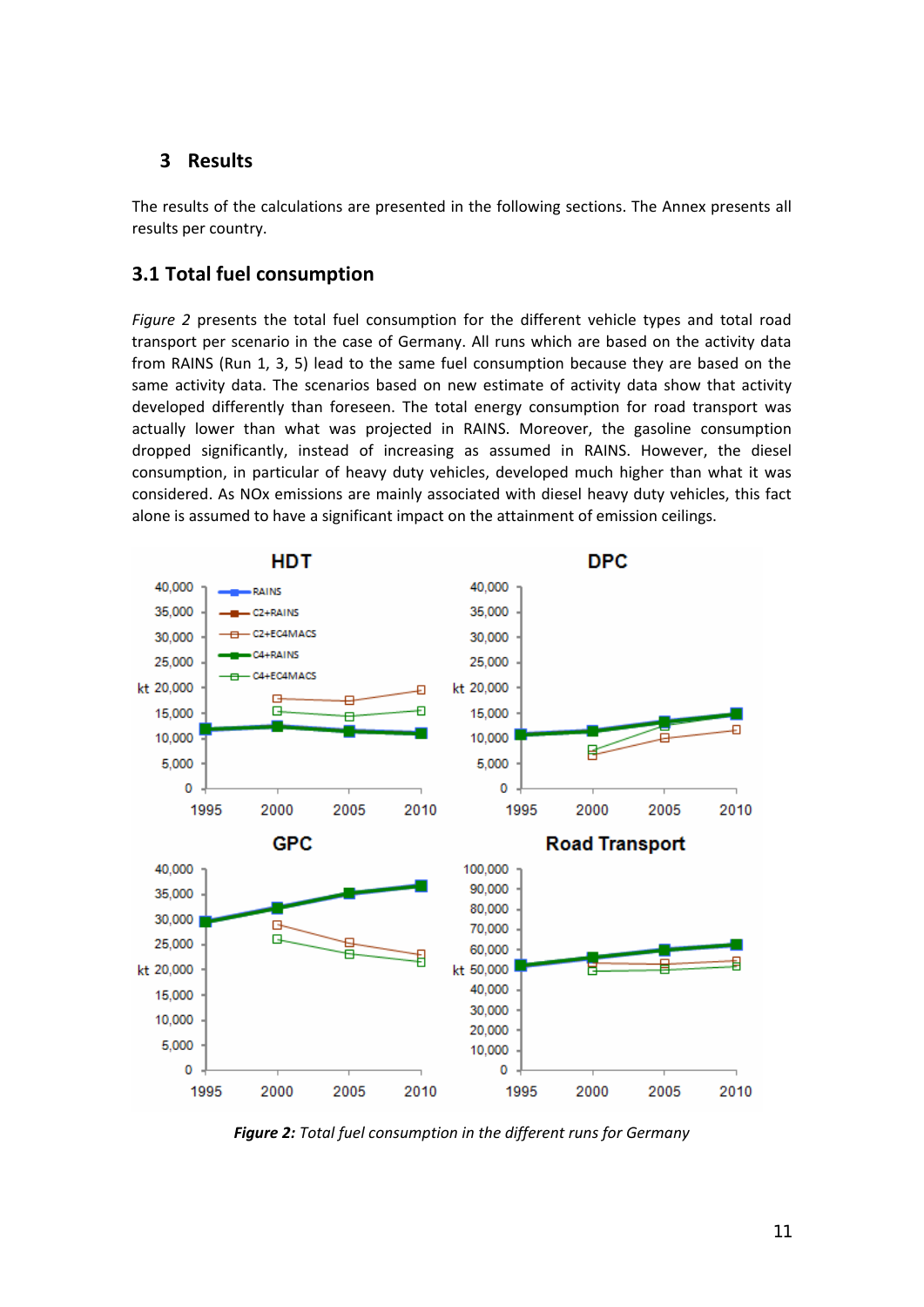# 3 Results

The results of the calculations are presented in the following sections. The Annex presents all results per country.

## 3.1 Total fuel consumption

*Figure 2* presents the total fuel consumption for the different vehicle types and total road transport per scenario in the case of Germany. All runs which are based on the activity data from RAINS (Run 1, 3, 5) lead to the same fuel consumption because they are based on the same activity data. The scenarios based on new estimate of activity data show that activity developed differently than foreseen. The total energy consumption for road transport was actually lower than what was projected in RAINS. Moreover, the gasoline consumption dropped significantly, instead of increasing as assumed in RAINS. However, the diesel consumption, in particular of heavy duty vehicles, developed much higher than what it was considered. As NOx emissions are mainly associated with diesel heavy duty vehicles, this fact alone is assumed to have a significant impact on the attainment of emission ceilings.

***Figure 2:*** *Total fuel consumption in the different runs for Germany*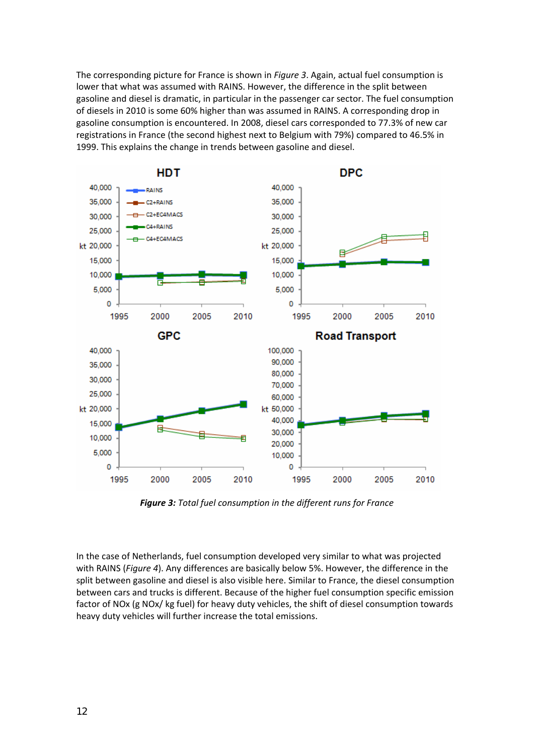The corresponding picture for France is shown in *Figure 3*. Again, actual fuel consumption is lower that what was assumed with RAINS. However, the difference in the split between gasoline and diesel is dramatic, in particular in the passenger car sector. The fuel consumption of diesels in 2010 is some 60% higher than was assumed in RAINS. A corresponding drop in gasoline consumption is encountered. In 2008, diesel cars corresponded to 77.3% of new car registrations in France (the second highest next to Belgium with 79%) compared to 46.5% in 1999. This explains the change in trends between gasoline and diesel.

***Figure 3:*** *Total fuel consumption in the different runs for France*

In the case of Netherlands, fuel consumption developed very similar to what was projected with RAINS (*Figure 4*). Any differences are basically below 5%. However, the difference in the split between gasoline and diesel is also visible here. Similar to France, the diesel consumption between cars and trucks is different. Because of the higher fuel consumption specific emission factor of NOx (g NOx/ kg fuel) for heavy duty vehicles, the shift of diesel consumption towards heavy duty vehicles will further increase the total emissions.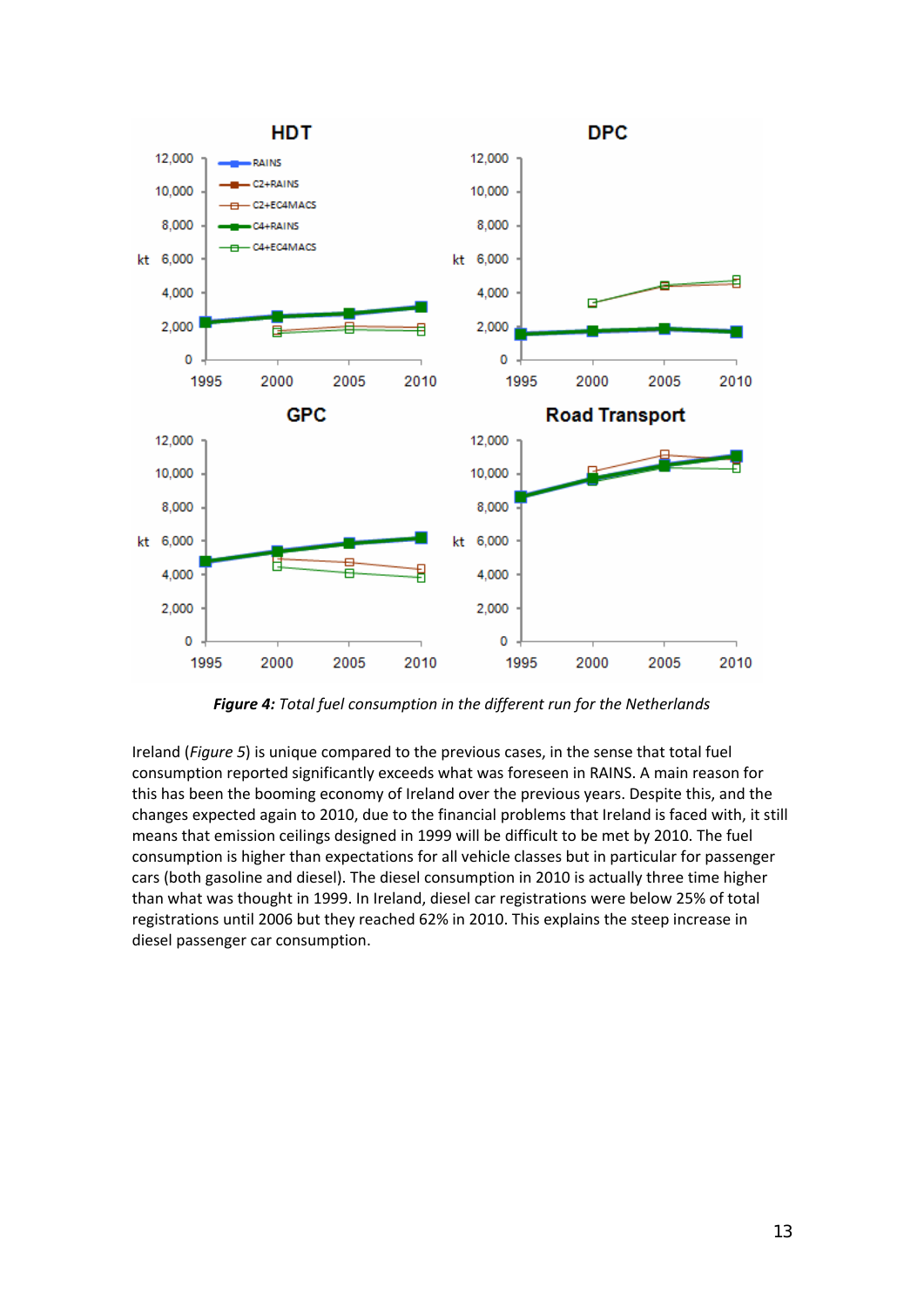***Figure 4:*** *Total fuel consumption in the different run for the Netherlands*

Ireland (*Figure 5*) is unique compared to the previous cases, in the sense that total fuel consumption reported significantly exceeds what was foreseen in RAINS. A main reason for this has been the booming economy of Ireland over the previous years. Despite this, and the changes expected again to 2010, due to the financial problems that Ireland is faced with, it still means that emission ceilings designed in 1999 will be difficult to be met by 2010. The fuel consumption is higher than expectations for all vehicle classes but in particular for passenger cars (both gasoline and diesel). The diesel consumption in 2010 is actually three time higher than what was thought in 1999. In Ireland, diesel car registrations were below 25% of total registrations until 2006 but they reached 62% in 2010. This explains the steep increase in diesel passenger car consumption.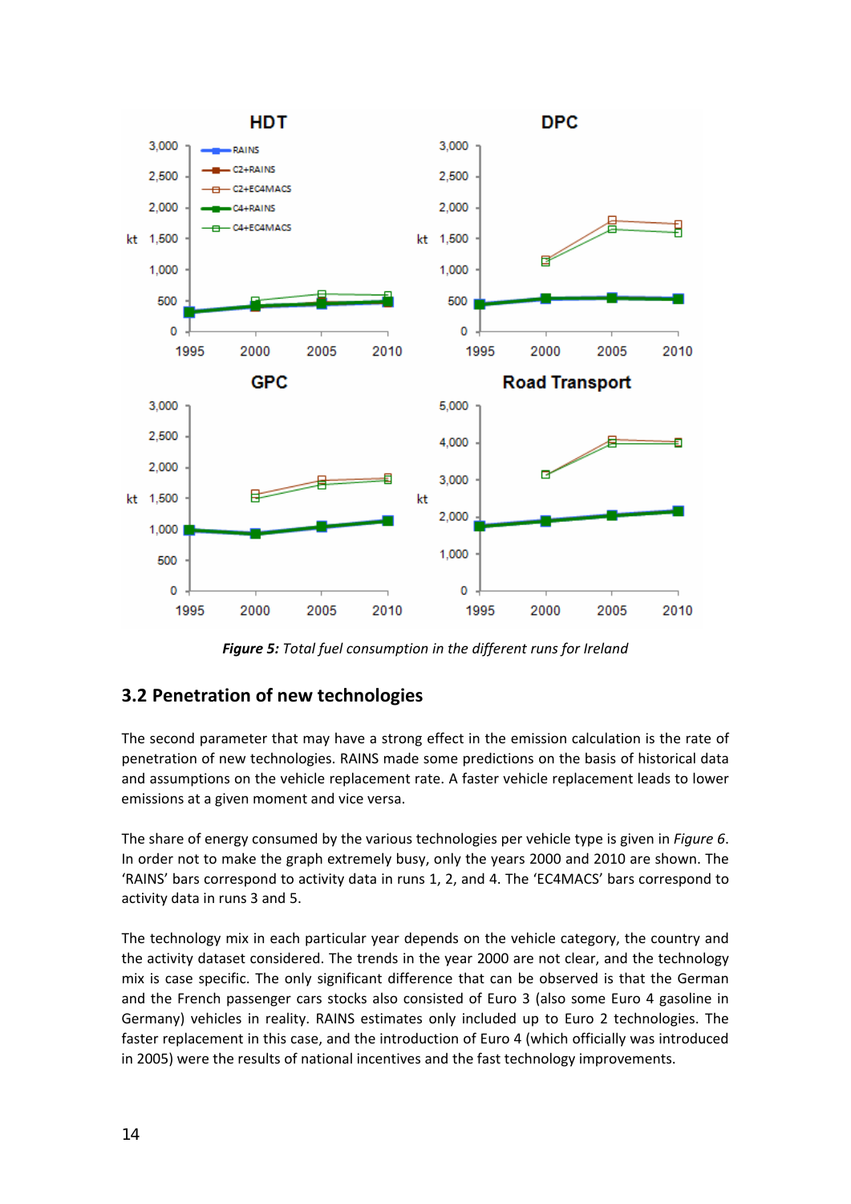*Figure 5: Total fuel consumption in the different runs for Ireland*

## 3.2 Penetration of new technologies

The second parameter that may have a strong effect in the emission calculation is the rate of penetration of new technologies. RAINS made some predictions on the basis of historical data and assumptions on the vehicle replacement rate. A faster vehicle replacement leads to lower emissions at a given moment and vice versa.

The share of energy consumed by the various technologies per vehicle type is given in *Figure 6*. In order not to make the graph extremely busy, only the years 2000 and 2010 are shown. The 'RAINS' bars correspond to activity data in runs 1, 2, and 4. The 'EC4MACS' bars correspond to activity data in runs 3 and 5.

The technology mix in each particular year depends on the vehicle category, the country and the activity dataset considered. The trends in the year 2000 are not clear, and the technology mix is case specific. The only significant difference that can be observed is that the German and the French passenger cars stocks also consisted of Euro 3 (also some Euro 4 gasoline in Germany) vehicles in reality. RAINS estimates only included up to Euro 2 technologies. The faster replacement in this case, and the introduction of Euro 4 (which officially was introduced in 2005) were the results of national incentives and the fast technology improvements.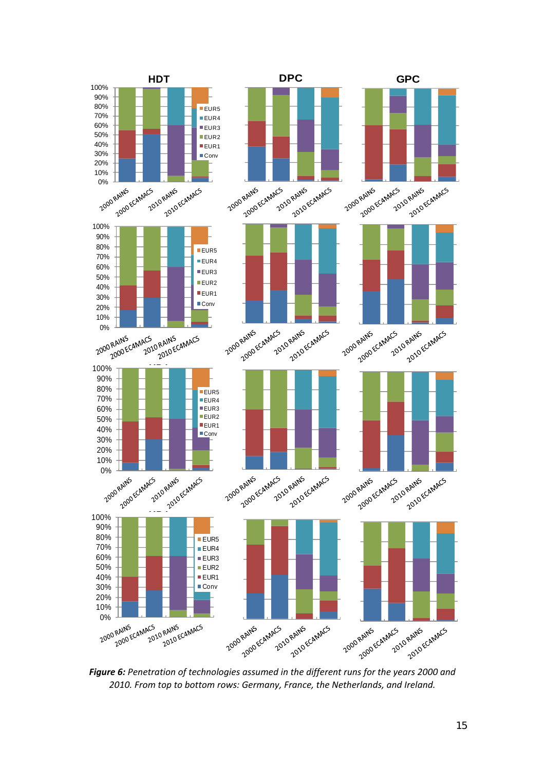*Figure 6: Penetration of technologies assumed in the different runs for the years 2000 and 2010. From top to bottom rows: Germany, France, the Netherlands, and Ireland.*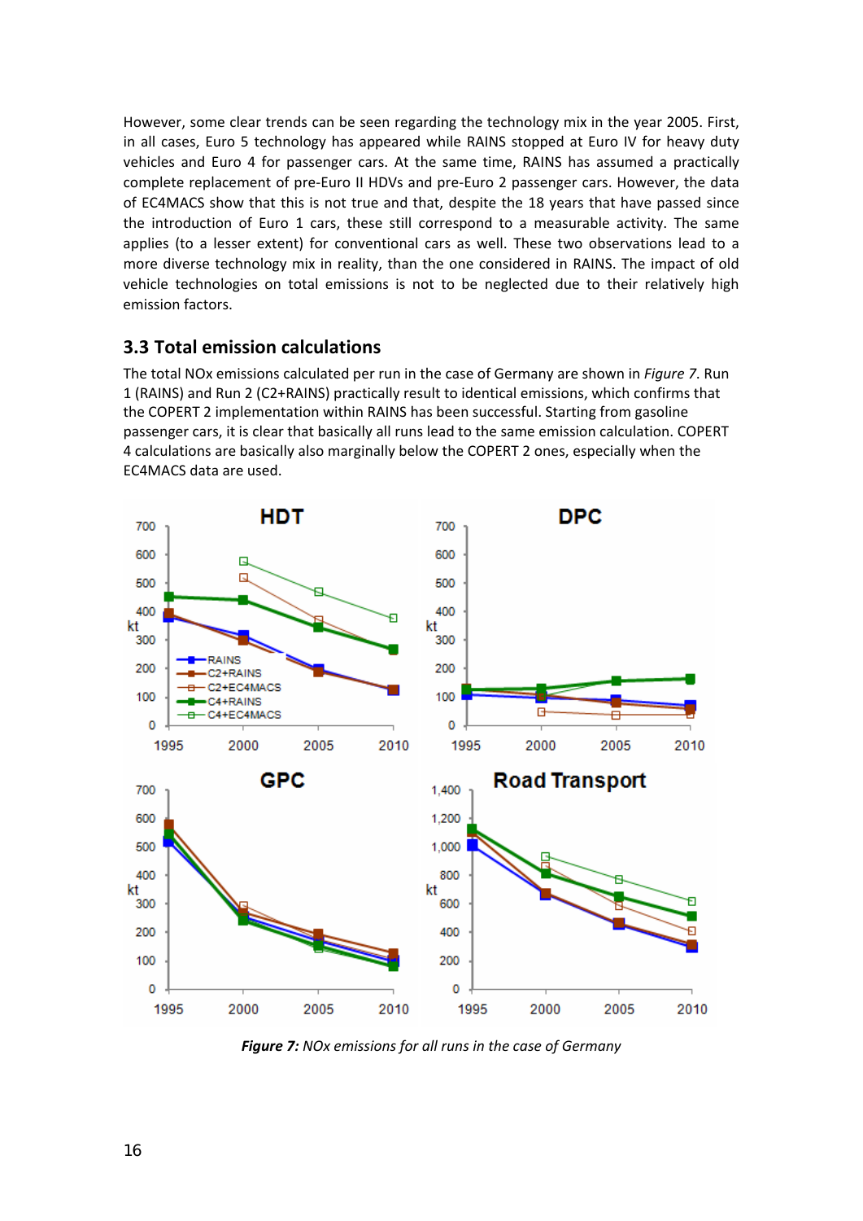However, some clear trends can be seen regarding the technology mix in the year 2005. First, in all cases, Euro 5 technology has appeared while RAINS stopped at Euro IV for heavy duty vehicles and Euro 4 for passenger cars. At the same time, RAINS has assumed a practically complete replacement of pre-Euro II HDVs and pre-Euro 2 passenger cars. However, the data of EC4MACS show that this is not true and that, despite the 18 years that have passed since the introduction of Euro 1 cars, these still correspond to a measurable activity. The same applies (to a lesser extent) for conventional cars as well. These two observations lead to a more diverse technology mix in reality, than the one considered in RAINS. The impact of old vehicle technologies on total emissions is not to be neglected due to their relatively high emission factors.

### 3.3 Total emission calculations

The total NOx emissions calculated per run in the case of Germany are shown in *Figure 7*. Run 1 (RAINS) and Run 2 (C2+RAINS) practically result to identical emissions, which confirms that the COPERT 2 implementation within RAINS has been successful. Starting from gasoline passenger cars, it is clear that basically all runs lead to the same emission calculation. COPERT 4 calculations are basically also marginally below the COPERT 2 ones, especially when the EC4MACS data are used.

***Figure 7:*** *NOx emissions for all runs in the case of Germany*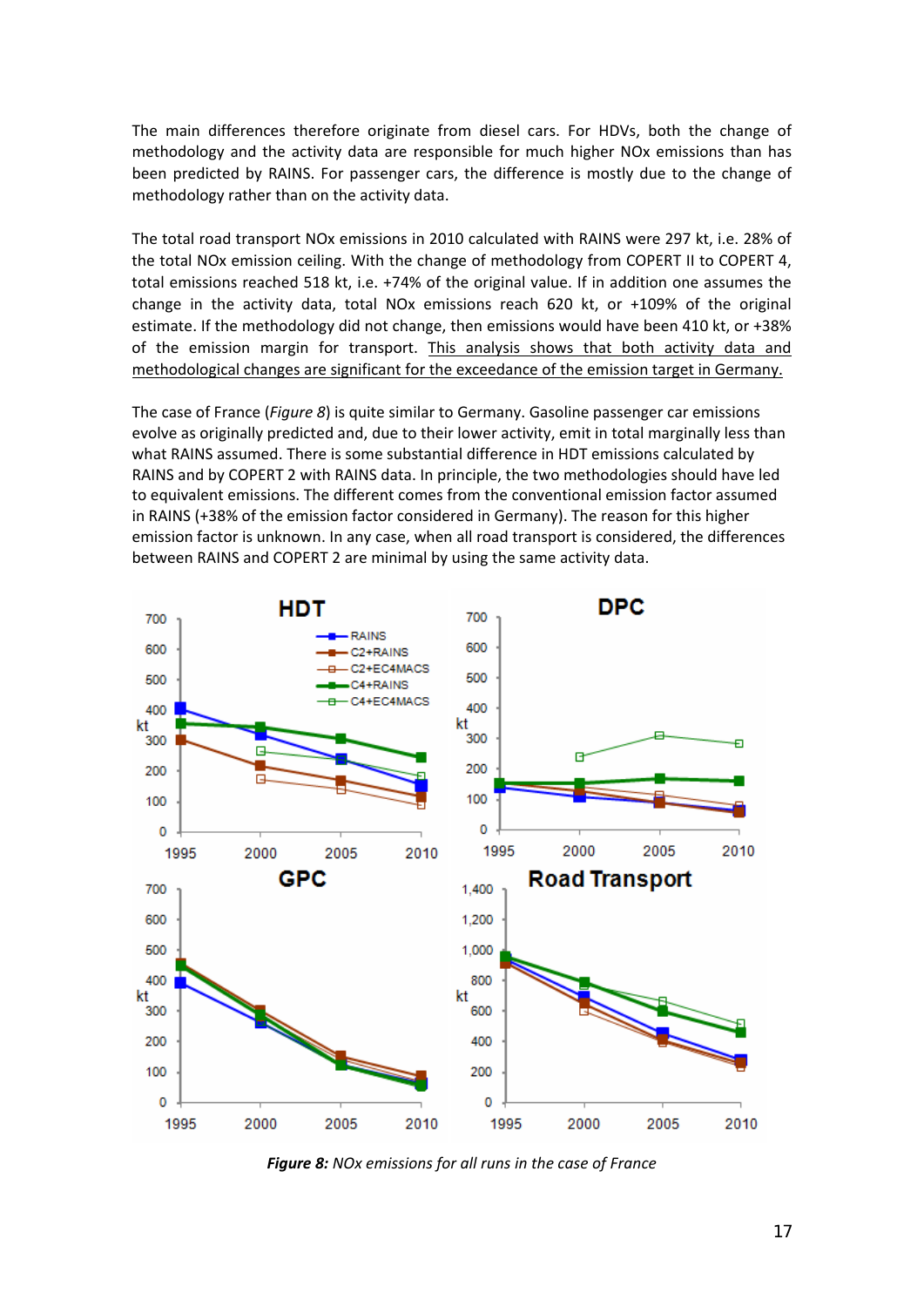The main differences therefore originate from diesel cars. For HDVs, both the change of methodology and the activity data are responsible for much higher NOx emissions than has been predicted by RAINS. For passenger cars, the difference is mostly due to the change of methodology rather than on the activity data.

The total road transport NOx emissions in 2010 calculated with RAINS were 297 kt, i.e. 28% of the total NOx emission ceiling. With the change of methodology from COPERT II to COPERT 4, total emissions reached 518 kt, i.e. +74% of the original value. If in addition one assumes the change in the activity data, total NOx emissions reach 620 kt, or +109% of the original estimate. If the methodology did not change, then emissions would have been 410 kt, or +38% of the emission margin for transport. <u>This analysis shows that both activity data and methodological changes are significant for the exceedance of the emission target in Germany.</u>

The case of France (*Figure 8*) is quite similar to Germany. Gasoline passenger car emissions evolve as originally predicted and, due to their lower activity, emit in total marginally less than what RAINS assumed. There is some substantial difference in HDT emissions calculated by RAINS and by COPERT 2 with RAINS data. In principle, the two methodologies should have led to equivalent emissions. The different comes from the conventional emission factor assumed in RAINS (+38% of the emission factor considered in Germany). The reason for this higher emission factor is unknown. In any case, when all road transport is considered, the differences between RAINS and COPERT 2 are minimal by using the same activity data.

***Figure 8:*** *NOx emissions for all runs in the case of France*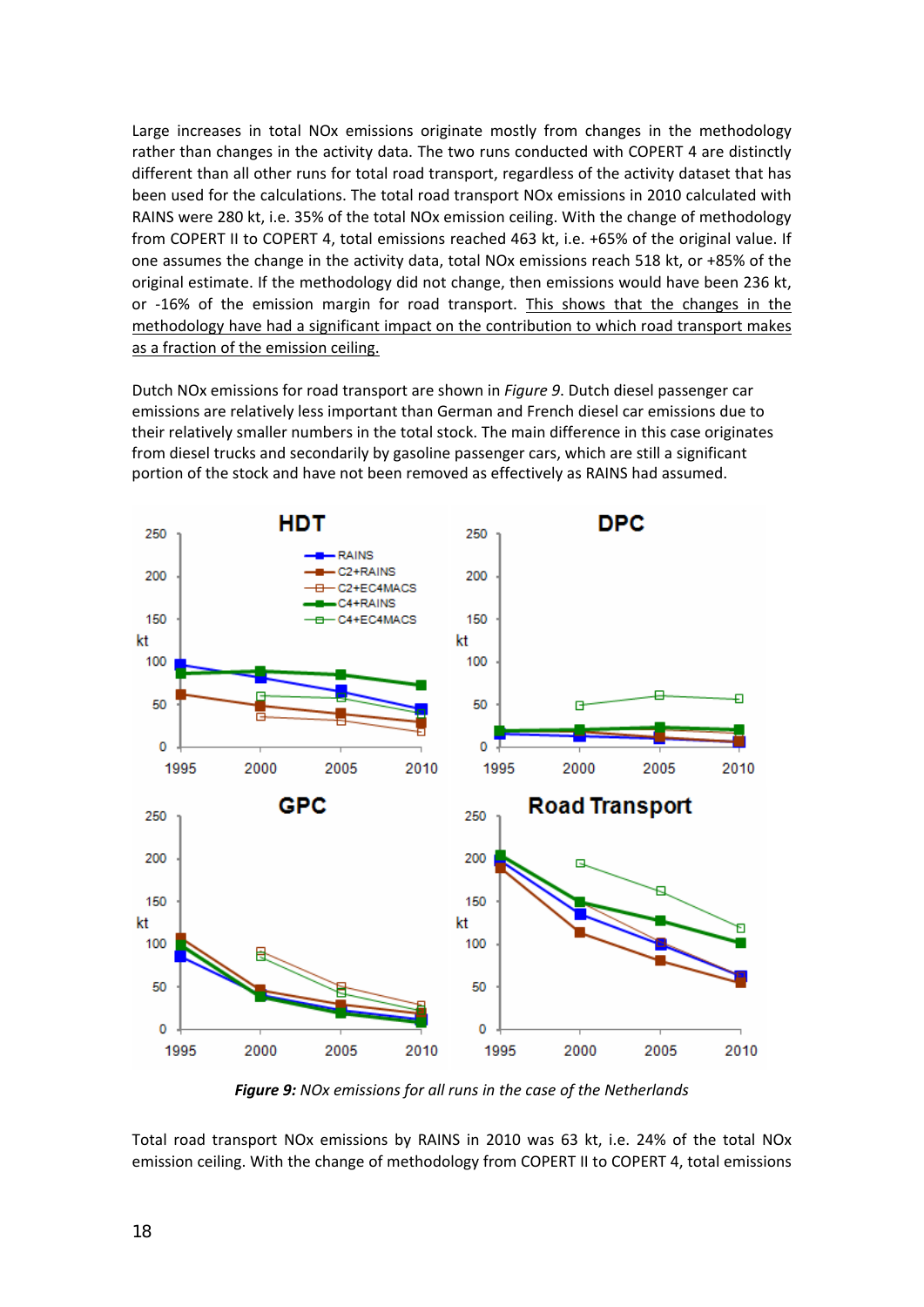Large increases in total NOx emissions originate mostly from changes in the methodology rather than changes in the activity data. The two runs conducted with COPERT 4 are distinctly different than all other runs for total road transport, regardless of the activity dataset that has been used for the calculations. The total road transport NOx emissions in 2010 calculated with RAINS were 280 kt, i.e. 35% of the total NOx emission ceiling. With the change of methodology from COPERT II to COPERT 4, total emissions reached 463 kt, i.e. +65% of the original value. If one assumes the change in the activity data, total NOx emissions reach 518 kt, or +85% of the original estimate. If the methodology did not change, then emissions would have been 236 kt, or -16% of the emission margin for road transport. This shows that the changes in the methodology have had a significant impact on the contribution to which road transport makes as a fraction of the emission ceiling.

Dutch NOx emissions for road transport are shown in *Figure 9*. Dutch diesel passenger car emissions are relatively less important than German and French diesel car emissions due to their relatively smaller numbers in the total stock. The main difference in this case originates from diesel trucks and secondarily by gasoline passenger cars, which are still a significant portion of the stock and have not been removed as effectively as RAINS had assumed.

***Figure 9:*** *NOx emissions for all runs in the case of the Netherlands*

Total road transport NOx emissions by RAINS in 2010 was 63 kt, i.e. 24% of the total NOx emission ceiling. With the change of methodology from COPERT II to COPERT 4, total emissions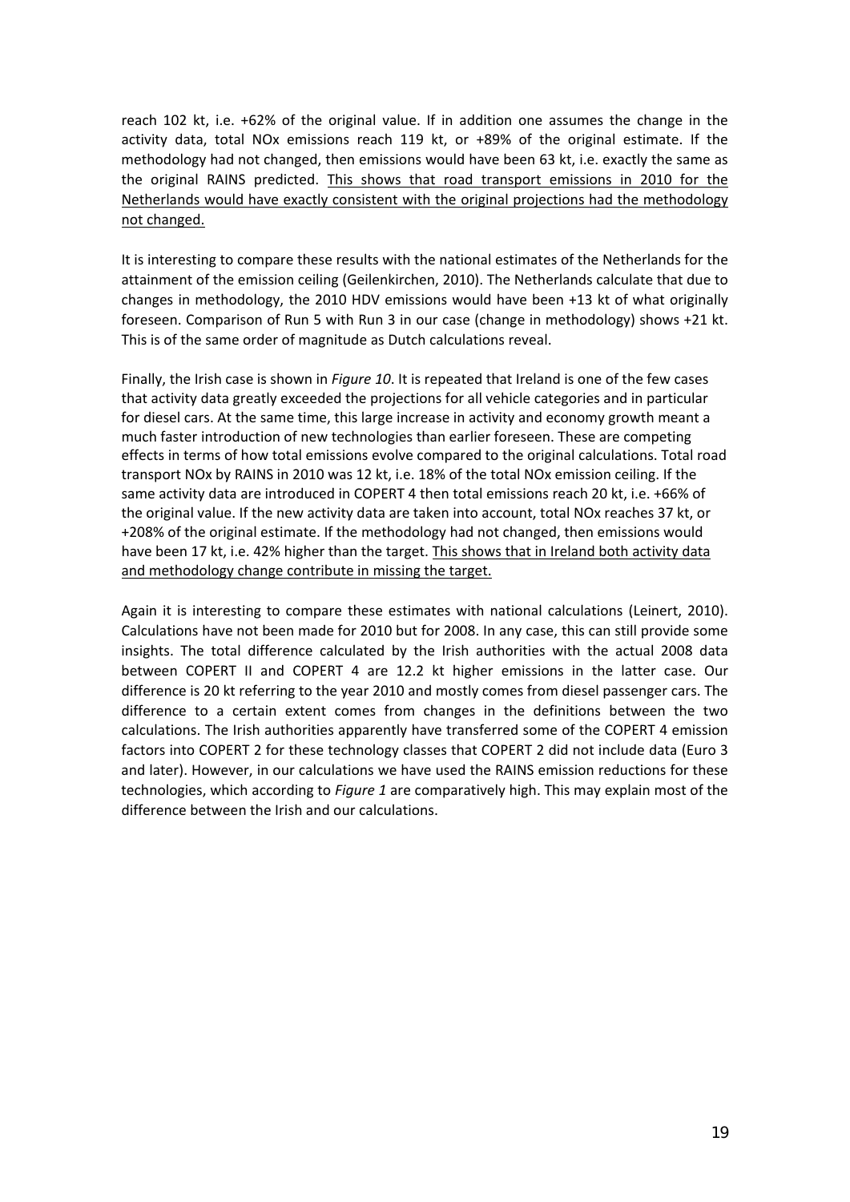reach 102 kt, i.e. +62% of the original value. If in addition one assumes the change in the activity data, total NOx emissions reach 119 kt, or +89% of the original estimate. If the methodology had not changed, then emissions would have been 63 kt, i.e. exactly the same as the original RAINS predicted. <u>This shows that road transport emissions in 2010 for the Netherlands would have exactly consistent with the original projections had the methodology not changed.</u>

It is interesting to compare these results with the national estimates of the Netherlands for the attainment of the emission ceiling (Geilenkirchen, 2010). The Netherlands calculate that due to changes in methodology, the 2010 HDV emissions would have been +13 kt of what originally foreseen. Comparison of Run 5 with Run 3 in our case (change in methodology) shows +21 kt. This is of the same order of magnitude as Dutch calculations reveal.

Finally, the Irish case is shown in *Figure 10*. It is repeated that Ireland is one of the few cases that activity data greatly exceeded the projections for all vehicle categories and in particular for diesel cars. At the same time, this large increase in activity and economy growth meant a much faster introduction of new technologies than earlier foreseen. These are competing effects in terms of how total emissions evolve compared to the original calculations. Total road transport NOx by RAINS in 2010 was 12 kt, i.e. 18% of the total NOx emission ceiling. If the same activity data are introduced in COPERT 4 then total emissions reach 20 kt, i.e. +66% of the original value. If the new activity data are taken into account, total NOx reaches 37 kt, or +208% of the original estimate. If the methodology had not changed, then emissions would have been 17 kt, i.e. 42% higher than the target. <u>This shows that in Ireland both activity data and methodology change contribute in missing the target.</u>

Again it is interesting to compare these estimates with national calculations (Leinert, 2010). Calculations have not been made for 2010 but for 2008. In any case, this can still provide some insights. The total difference calculated by the Irish authorities with the actual 2008 data between COPERT II and COPERT 4 are 12.2 kt higher emissions in the latter case. Our difference is 20 kt referring to the year 2010 and mostly comes from diesel passenger cars. The difference to a certain extent comes from changes in the definitions between the two calculations. The Irish authorities apparently have transferred some of the COPERT 4 emission factors into COPERT 2 for these technology classes that COPERT 2 did not include data (Euro 3 and later). However, in our calculations we have used the RAINS emission reductions for these technologies, which according to *Figure 1* are comparatively high. This may explain most of the difference between the Irish and our calculations.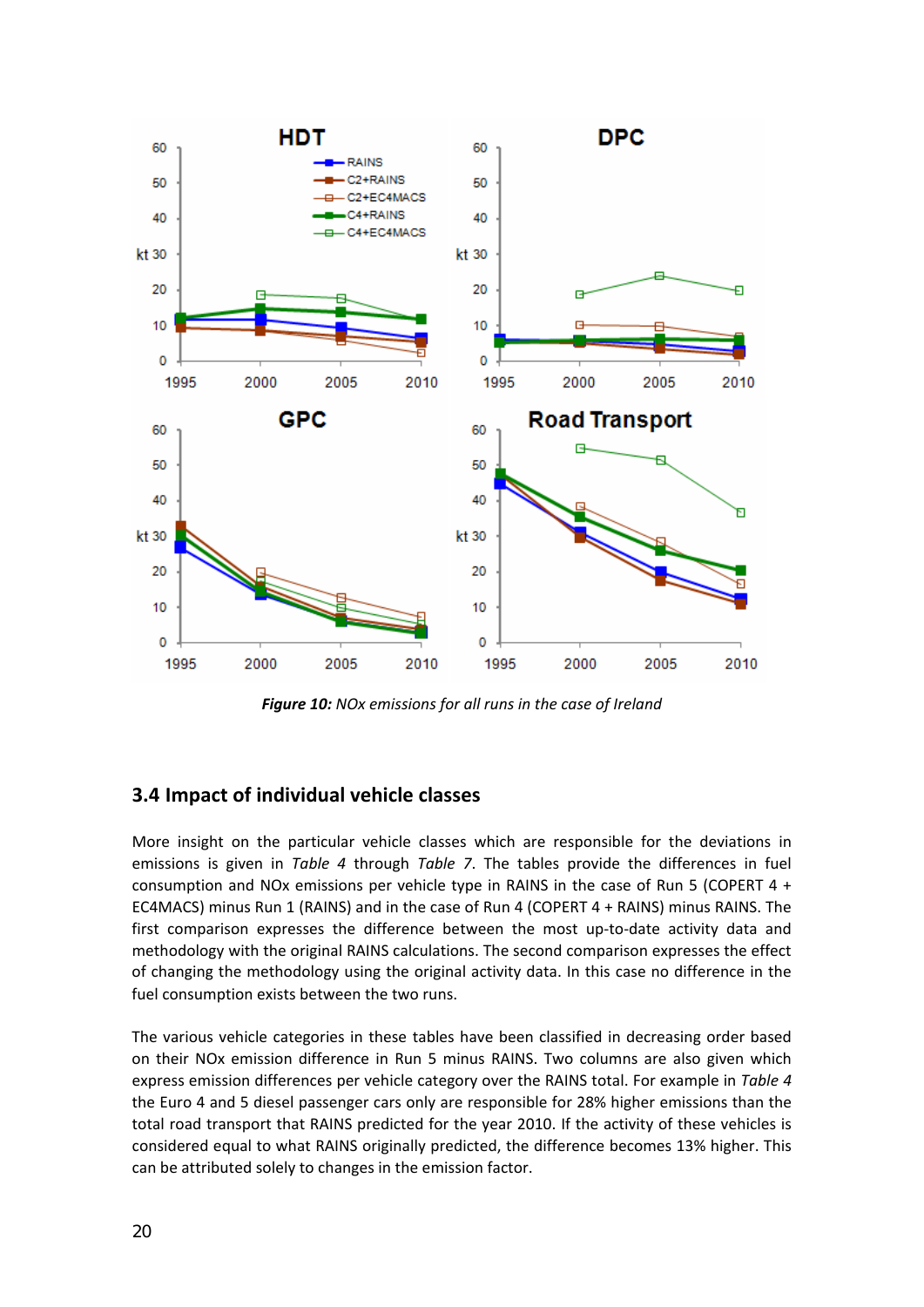***Figure 10:** NOx emissions for all runs in the case of Ireland*

## 3.4 Impact of individual vehicle classes

More insight on the particular vehicle classes which are responsible for the deviations in emissions is given in *Table 4* through *Table 7*. The tables provide the differences in fuel consumption and NOx emissions per vehicle type in RAINS in the case of Run 5 (COPERT 4 + EC4MACS) minus Run 1 (RAINS) and in the case of Run 4 (COPERT 4 + RAINS) minus RAINS. The first comparison expresses the difference between the most up-to-date activity data and methodology with the original RAINS calculations. The second comparison expresses the effect of changing the methodology using the original activity data. In this case no difference in the fuel consumption exists between the two runs.

The various vehicle categories in these tables have been classified in decreasing order based on their NOx emission difference in Run 5 minus RAINS. Two columns are also given which express emission differences per vehicle category over the RAINS total. For example in *Table 4* the Euro 4 and 5 diesel passenger cars only are responsible for 28% higher emissions than the total road transport that RAINS predicted for the year 2010. If the activity of these vehicles is considered equal to what RAINS originally predicted, the difference becomes 13% higher. This can be attributed solely to changes in the emission factor.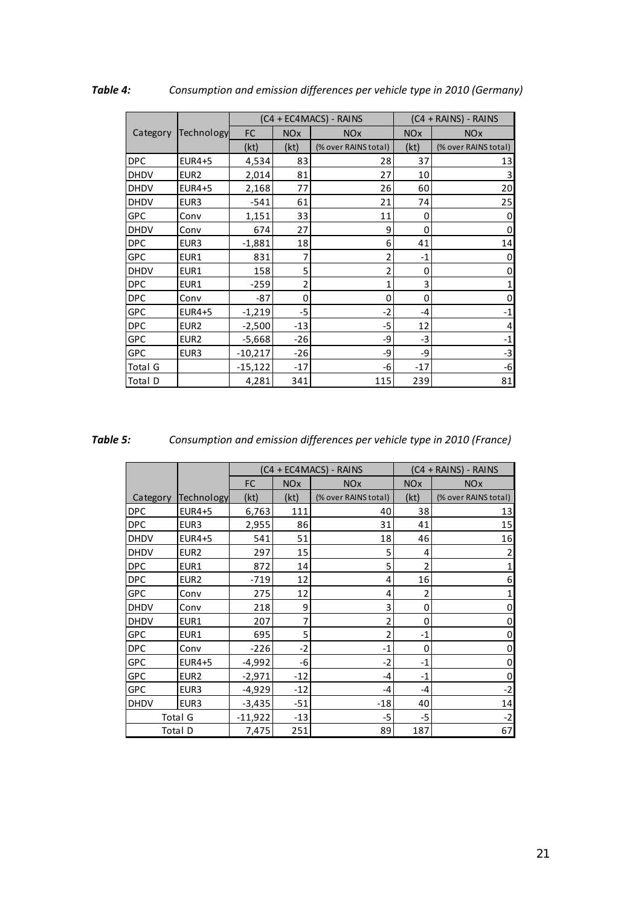***Table 4:*** *Consumption and emission differences per vehicle type in 2010 (Germany)*

| Category | Technology | (C4 + EC4MACS) - RAINS | | | (C4 + RAINS) - RAINS | |
|---|---|---|---|---|---|---|
| | | FC | NOx | NOx | NOx | NOx |
| | | (kt) | (kt) | (% over RAINS total) | (kt) | (% over RAINS total) |
| DPC | EUR4+5 | 4,534 | 83 | 28 | 37 | 13 |
| DHDV | EUR2 | 2,014 | 81 | 27 | 10 | 3 |
| DHDV | EUR4+5 | 2,168 | 77 | 26 | 60 | 20 |
| DHDV | EUR3 | -541 | 61 | 21 | 74 | 25 |
| GPC | Conv | 1,151 | 33 | 11 | 0 | 0 |
| DHDV | Conv | 674 | 27 | 9 | 0 | 0 |
| DPC | EUR3 | -1,881 | 18 | 6 | 41 | 14 |
| GPC | EUR1 | 831 | 7 | 2 | -1 | 0 |
| DHDV | EUR1 | 158 | 5 | 2 | 0 | 0 |
| DPC | EUR1 | -259 | 2 | 1 | 3 | 1 |
| DPC | Conv | -87 | 0 | 0 | 0 | 0 |
| GPC | EUR4+5 | -1,219 | -5 | -2 | -4 | -1 |
| DPC | EUR2 | -2,500 | -13 | -5 | 12 | 4 |
| GPC | EUR2 | -5,668 | -26 | -9 | -3 | -1 |
| GPC | EUR3 | -10,217 | -26 | -9 | -9 | -3 |
| Total G | | -15,122 | -17 | -6 | -17 | -6 |
| Total D | | 4,281 | 341 | 115 | 239 | 81 |

***Table 5:*** *Consumption and emission differences per vehicle type in 2010 (France)*

| Category | Technology | (C4 + EC4MACS) - RAINS | | | (C4 + RAINS) - RAINS | |
|---|---|---|---|---|---|---|
| | | FC | NOx | NOx | NOx | NOx |
| | | (kt) | (kt) | (% over RAINS total) | (kt) | (% over RAINS total) |
| DPC | EUR4+5 | 6,763 | 111 | 40 | 38 | 13 |
| DPC | EUR3 | 2,955 | 86 | 31 | 41 | 15 |
| DHDV | EUR4+5 | 541 | 51 | 18 | 46 | 16 |
| DHDV | EUR2 | 297 | 15 | 5 | 4 | 2 |
| DPC | EUR1 | 872 | 14 | 5 | 2 | 1 |
| DPC | EUR2 | -719 | 12 | 4 | 16 | 6 |
| GPC | Conv | 275 | 12 | 4 | 2 | 1 |
| DHDV | Conv | 218 | 9 | 3 | 0 | 0 |
| DHDV | EUR1 | 207 | 7 | 2 | 0 | 0 |
| GPC | EUR1 | 695 | 5 | 2 | -1 | 0 |
| DPC | Conv | -226 | -2 | -1 | 0 | 0 |
| GPC | EUR4+5 | -4,992 | -6 | -2 | -1 | 0 |
| GPC | EUR2 | -2,971 | -12 | -4 | -1 | 0 |
| GPC | EUR3 | -4,929 | -12 | -4 | -4 | -2 |
| DHDV | EUR3 | -3,435 | -51 | -18 | 40 | 14 |
| Total G | | -11,922 | -13 | -5 | -5 | -2 |
| Total D | | 7,475 | 251 | 89 | 187 | 67 |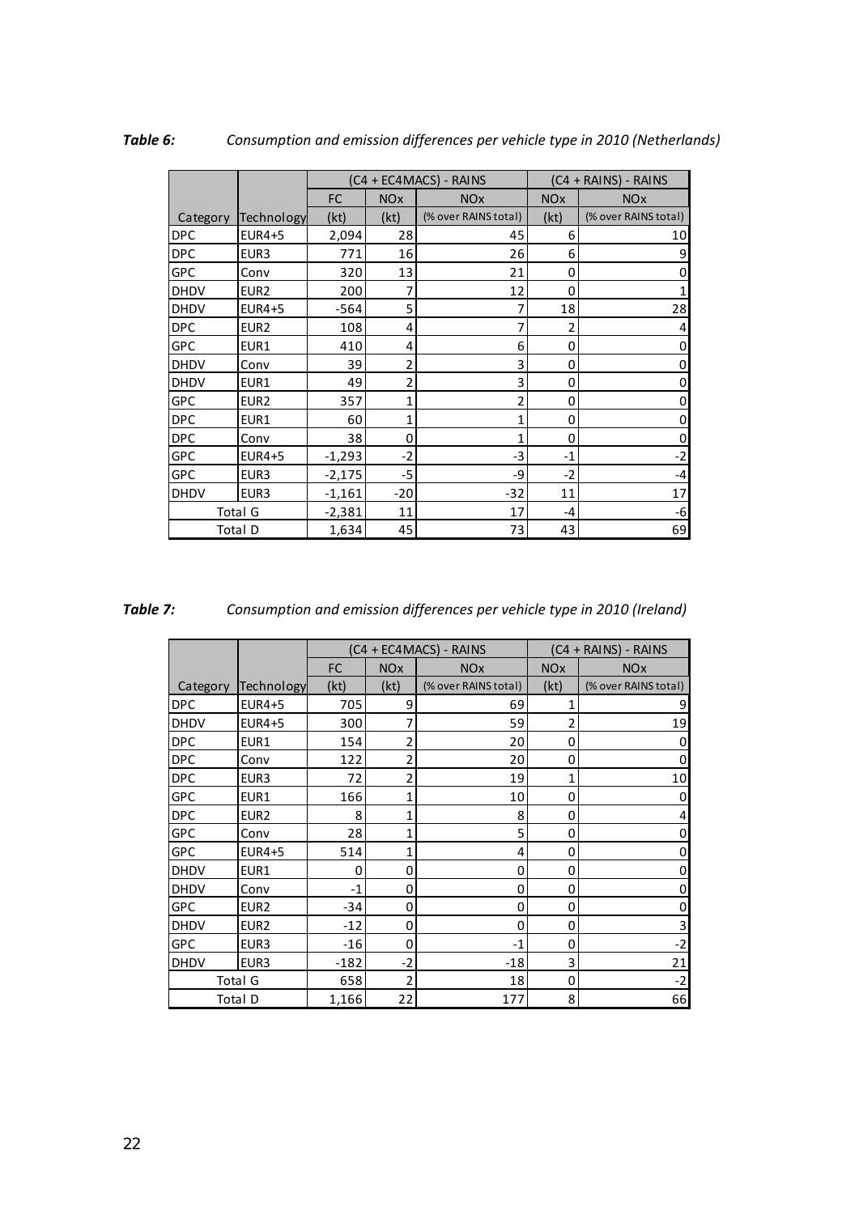***Table 6:*** *Consumption and emission differences per vehicle type in 2010 (Netherlands)*

| | | (C4 + EC4MACS) - RAINS | | | (C4 + RAINS) - RAINS | |
|---|---|---|---|---|---|---|
| | | FC | NOx | NOx | NOx | NOx |
| Category | Technology | (kt) | (kt) | (% over RAINS total) | (kt) | (% over RAINS total) |
| DPC | EUR4+5 | 2,094 | 28 | 45 | 6 | 10 |
| DPC | EUR3 | 771 | 16 | 26 | 6 | 9 |
| GPC | Conv | 320 | 13 | 21 | 0 | 0 |
| DHDV | EUR2 | 200 | 7 | 12 | 0 | 1 |
| DHDV | EUR4+5 | -564 | 5 | 7 | 18 | 28 |
| DPC | EUR2 | 108 | 4 | 7 | 2 | 4 |
| GPC | EUR1 | 410 | 4 | 6 | 0 | 0 |
| DHDV | Conv | 39 | 2 | 3 | 0 | 0 |
| DHDV | EUR1 | 49 | 2 | 3 | 0 | 0 |
| GPC | EUR2 | 357 | 1 | 2 | 0 | 0 |
| DPC | EUR1 | 60 | 1 | 1 | 0 | 0 |
| DPC | Conv | 38 | 0 | 1 | 0 | 0 |
| GPC | EUR4+5 | -1,293 | -2 | -3 | -1 | -2 |
| GPC | EUR3 | -2,175 | -5 | -9 | -2 | -4 |
| DHDV | EUR3 | -1,161 | -20 | -32 | 11 | 17 |
| Total G | | -2,381 | 11 | 17 | -4 | -6 |
| Total D | | 1,634 | 45 | 73 | 43 | 69 |

***Table 7:*** *Consumption and emission differences per vehicle type in 2010 (Ireland)*

| | | (C4 + EC4MACS) - RAINS | | | (C4 + RAINS) - RAINS | |
|---|---|---|---|---|---|---|
| | | FC | NOx | NOx | NOx | NOx |
| Category | Technology | (kt) | (kt) | (% over RAINS total) | (kt) | (% over RAINS total) |
| DPC | EUR4+5 | 705 | 9 | 69 | 1 | 9 |
| DHDV | EUR4+5 | 300 | 7 | 59 | 2 | 19 |
| DPC | EUR1 | 154 | 2 | 20 | 0 | 0 |
| DPC | Conv | 122 | 2 | 20 | 0 | 0 |
| DPC | EUR3 | 72 | 2 | 19 | 1 | 10 |
| GPC | EUR1 | 166 | 1 | 10 | 0 | 0 |
| DPC | EUR2 | 8 | 1 | 8 | 0 | 4 |
| GPC | Conv | 28 | 1 | 5 | 0 | 0 |
| GPC | EUR4+5 | 514 | 1 | 4 | 0 | 0 |
| DHDV | EUR1 | 0 | 0 | 0 | 0 | 0 |
| DHDV | Conv | -1 | 0 | 0 | 0 | 0 |
| GPC | EUR2 | -34 | 0 | 0 | 0 | 0 |
| DHDV | EUR2 | -12 | 0 | 0 | 0 | 3 |
| GPC | EUR3 | -16 | 0 | -1 | 0 | -2 |
| DHDV | EUR3 | -182 | -2 | -18 | 3 | 21 |
| Total G | | 658 | 2 | 18 | 0 | -2 |
| Total D | | 1,166 | 22 | 177 | 8 | 66 |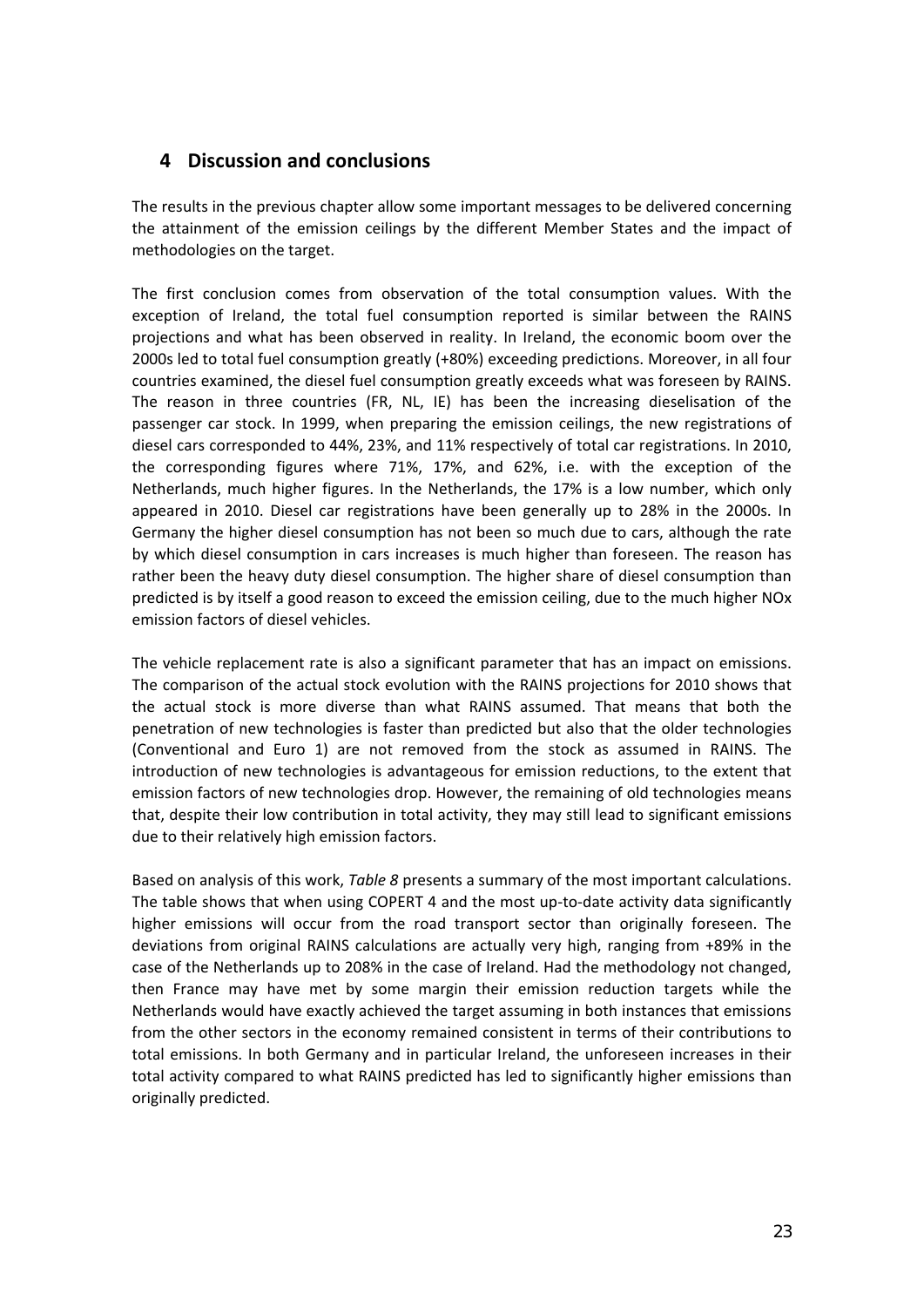## 4 Discussion and conclusions

The results in the previous chapter allow some important messages to be delivered concerning the attainment of the emission ceilings by the different Member States and the impact of methodologies on the target.

The first conclusion comes from observation of the total consumption values. With the exception of Ireland, the total fuel consumption reported is similar between the RAINS projections and what has been observed in reality. In Ireland, the economic boom over the 2000s led to total fuel consumption greatly (+80%) exceeding predictions. Moreover, in all four countries examined, the diesel fuel consumption greatly exceeds what was foreseen by RAINS. The reason in three countries (FR, NL, IE) has been the increasing dieselisation of the passenger car stock. In 1999, when preparing the emission ceilings, the new registrations of diesel cars corresponded to 44%, 23%, and 11% respectively of total car registrations. In 2010, the corresponding figures where 71%, 17%, and 62%, i.e. with the exception of the Netherlands, much higher figures. In the Netherlands, the 17% is a low number, which only appeared in 2010. Diesel car registrations have been generally up to 28% in the 2000s. In Germany the higher diesel consumption has not been so much due to cars, although the rate by which diesel consumption in cars increases is much higher than foreseen. The reason has rather been the heavy duty diesel consumption. The higher share of diesel consumption than predicted is by itself a good reason to exceed the emission ceiling, due to the much higher NOx emission factors of diesel vehicles.

The vehicle replacement rate is also a significant parameter that has an impact on emissions. The comparison of the actual stock evolution with the RAINS projections for 2010 shows that the actual stock is more diverse than what RAINS assumed. That means that both the penetration of new technologies is faster than predicted but also that the older technologies (Conventional and Euro 1) are not removed from the stock as assumed in RAINS. The introduction of new technologies is advantageous for emission reductions, to the extent that emission factors of new technologies drop. However, the remaining of old technologies means that, despite their low contribution in total activity, they may still lead to significant emissions due to their relatively high emission factors.

Based on analysis of this work, *Table 8* presents a summary of the most important calculations. The table shows that when using COPERT 4 and the most up-to-date activity data significantly higher emissions will occur from the road transport sector than originally foreseen. The deviations from original RAINS calculations are actually very high, ranging from +89% in the case of the Netherlands up to 208% in the case of Ireland. Had the methodology not changed, then France may have met by some margin their emission reduction targets while the Netherlands would have exactly achieved the target assuming in both instances that emissions from the other sectors in the economy remained consistent in terms of their contributions to total emissions. In both Germany and in particular Ireland, the unforeseen increases in their total activity compared to what RAINS predicted has led to significantly higher emissions than originally predicted.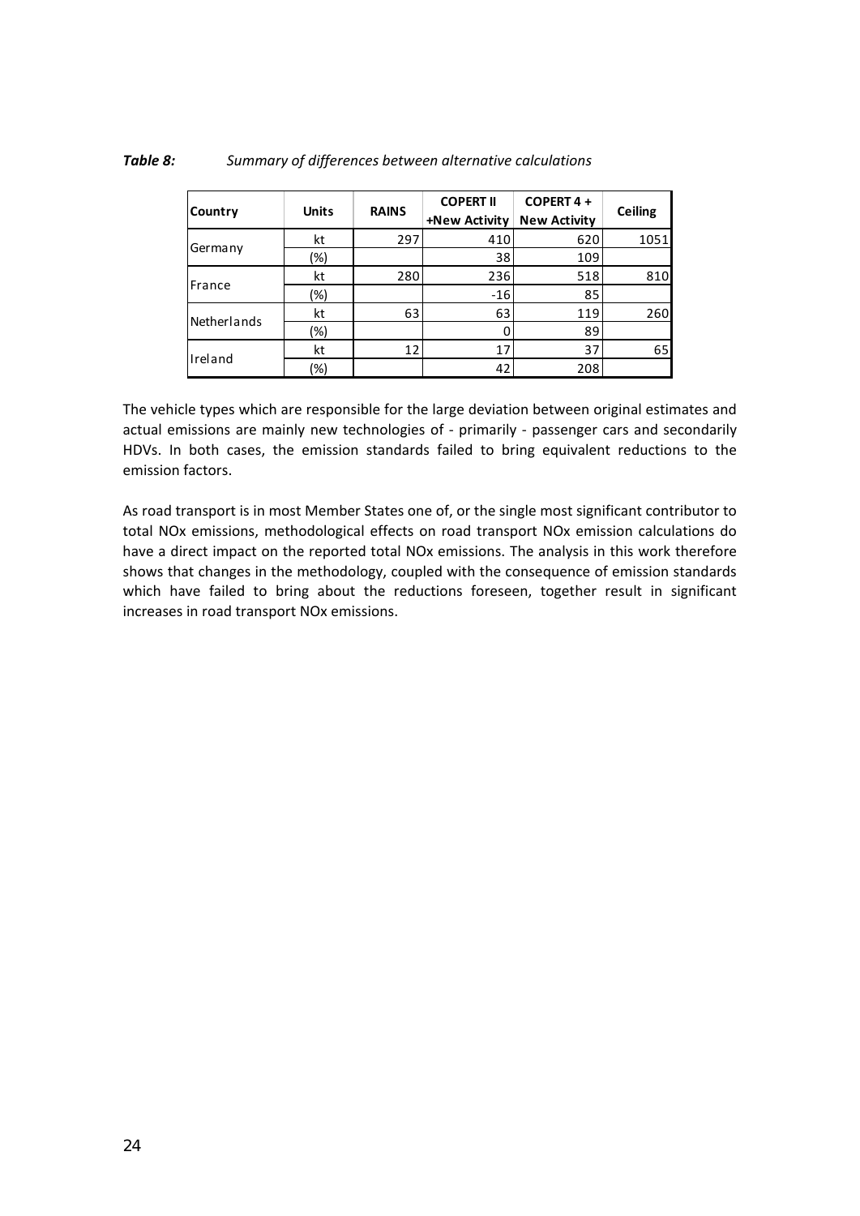*Table 8:* *Summary of differences between alternative calculations*

| Country | Units | RAINS | COPERT II +New Activity | COPERT 4 + New Activity | Ceiling |
|---|---|---|---|---|---|
| Germany | kt | 297 | 410 | 620 | 1051 |
| | (%) | | 38 | 109 | |
| France | kt | 280 | 236 | 518 | 810 |
| | (%) | | -16 | 85 | |
| Netherlands | kt | 63 | 63 | 119 | 260 |
| | (%) | | 0 | 89 | |
| Ireland | kt | 12 | 17 | 37 | 65 |
| | (%) | | 42 | 208 | |

The vehicle types which are responsible for the large deviation between original estimates and actual emissions are mainly new technologies of - primarily - passenger cars and secondarily HDVs. In both cases, the emission standards failed to bring equivalent reductions to the emission factors.

As road transport is in most Member States one of, or the single most significant contributor to total NOx emissions, methodological effects on road transport NOx emission calculations do have a direct impact on the reported total NOx emissions. The analysis in this work therefore shows that changes in the methodology, coupled with the consequence of emission standards which have failed to bring about the reductions foreseen, together result in significant increases in road transport NOx emissions.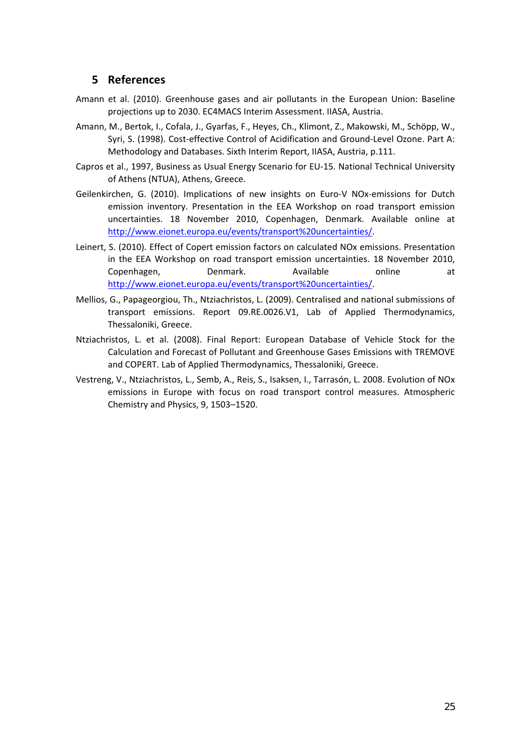## 5 References

Amann et al. (2010). Greenhouse gases and air pollutants in the European Union: Baseline projections up to 2030. EC4MACS Interim Assessment. IIASA, Austria.

Amann, M., Bertok, I., Cofala, J., Gyarfas, F., Heyes, Ch., Klimont, Z., Makowski, M., Schöpp, W., Syri, S. (1998). Cost-effective Control of Acidification and Ground-Level Ozone. Part A: Methodology and Databases. Sixth Interim Report, IIASA, Austria, p.111.

Capros et al., 1997, Business as Usual Energy Scenario for EU-15. National Technical University of Athens (NTUA), Athens, Greece.

Geilenkirchen, G. (2010). Implications of new insights on Euro-V NOx-emissions for Dutch emission inventory. Presentation in the EEA Workshop on road transport emission uncertainties. 18 November 2010, Copenhagen, Denmark. Available online at http://www.eionet.europa.eu/events/transport%20uncertainties/.

Leinert, S. (2010). Effect of Copert emission factors on calculated NOx emissions. Presentation in the EEA Workshop on road transport emission uncertainties. 18 November 2010, Copenhagen, Denmark. Available online at http://www.eionet.europa.eu/events/transport%20uncertainties/.

Mellios, G., Papageorgiou, Th., Ntziachristos, L. (2009). Centralised and national submissions of transport emissions. Report 09.RE.0026.V1, Lab of Applied Thermodynamics, Thessaloniki, Greece.

Ntziachristos, L. et al. (2008). Final Report: European Database of Vehicle Stock for the Calculation and Forecast of Pollutant and Greenhouse Gases Emissions with TREMOVE and COPERT. Lab of Applied Thermodynamics, Thessaloniki, Greece.

Vestreng, V., Ntziachristos, L., Semb, A., Reis, S., Isaksen, I., Tarrasón, L. 2008. Evolution of NOx emissions in Europe with focus on road transport control measures. Atmospheric Chemistry and Physics, 9, 1503–1520.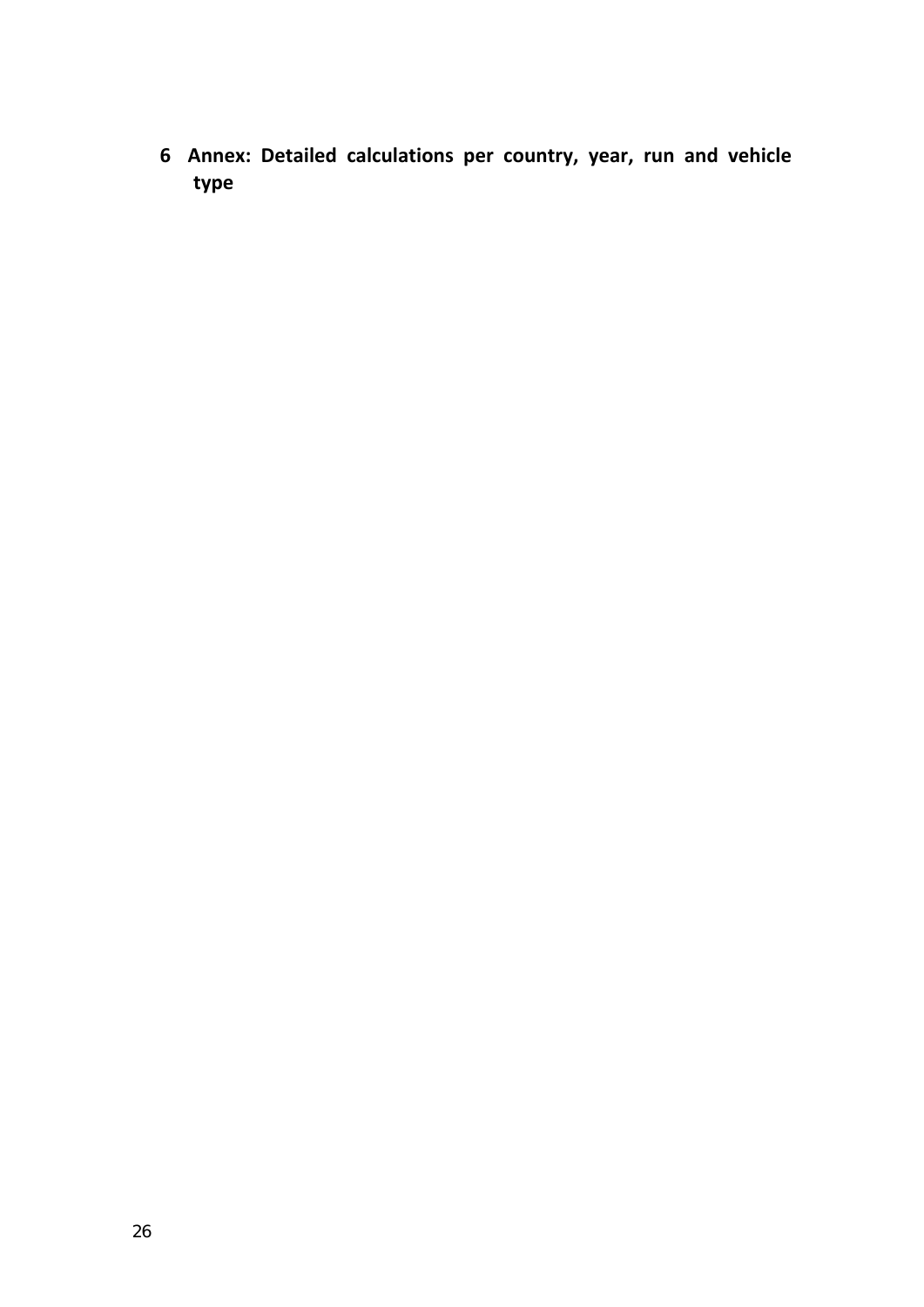# 6 Annex: Detailed calculations per country, year, run and vehicle type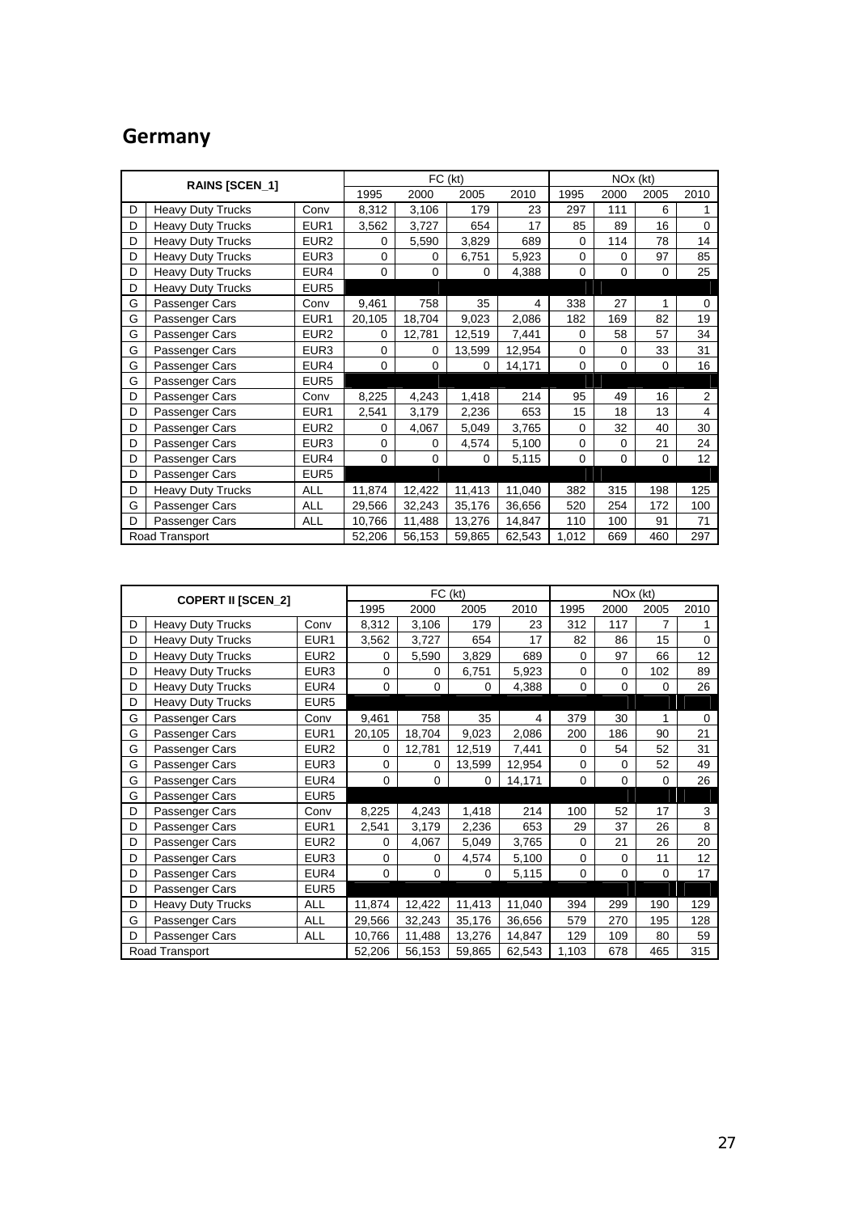# Germany

| RAINS [SCEN_1] | | | FC (kt) | | | | NOx (kt) | | | |
|---|---|---|---|---|---|---|---|---|---|---|
| | | | 1995 | 2000 | 2005 | 2010 | 1995 | 2000 | 2005 | 2010 |
| D | Heavy Duty Trucks | Conv | 8,312 | 3,106 | 179 | 23 | 297 | 111 | 6 | 1 |
| D | Heavy Duty Trucks | EUR1 | 3,562 | 3,727 | 654 | 17 | 85 | 89 | 16 | 0 |
| D | Heavy Duty Trucks | EUR2 | 0 | 5,590 | 3,829 | 689 | 0 | 114 | 78 | 14 |
| D | Heavy Duty Trucks | EUR3 | 0 | 0 | 6,751 | 5,923 | 0 | 0 | 97 | 85 |
| D | Heavy Duty Trucks | EUR4 | 0 | 0 | 0 | 4,388 | 0 | 0 | 0 | 25 |
| D | Heavy Duty Trucks | EUR5 | | | | | | | | |
| G | Passenger Cars | Conv | 9,461 | 758 | 35 | 4 | 338 | 27 | 1 | 0 |
| G | Passenger Cars | EUR1 | 20,105 | 18,704 | 9,023 | 2,086 | 182 | 169 | 82 | 19 |
| G | Passenger Cars | EUR2 | 0 | 12,781 | 12,519 | 7,441 | 0 | 58 | 57 | 34 |
| G | Passenger Cars | EUR3 | 0 | 0 | 13,599 | 12,954 | 0 | 0 | 33 | 31 |
| G | Passenger Cars | EUR4 | 0 | 0 | 0 | 14,171 | 0 | 0 | 0 | 16 |
| G | Passenger Cars | EUR5 | | | | | | | | |
| D | Passenger Cars | Conv | 8,225 | 4,243 | 1,418 | 214 | 95 | 49 | 16 | 2 |
| D | Passenger Cars | EUR1 | 2,541 | 3,179 | 2,236 | 653 | 15 | 18 | 13 | 4 |
| D | Passenger Cars | EUR2 | 0 | 4,067 | 5,049 | 3,765 | 0 | 32 | 40 | 30 |
| D | Passenger Cars | EUR3 | 0 | 0 | 4,574 | 5,100 | 0 | 0 | 21 | 24 |
| D | Passenger Cars | EUR4 | 0 | 0 | 0 | 5,115 | 0 | 0 | 0 | 12 |
| D | Passenger Cars | EUR5 | | | | | | | | |
| D | Heavy Duty Trucks | ALL | 11,874 | 12,422 | 11,413 | 11,040 | 382 | 315 | 198 | 125 |
| G | Passenger Cars | ALL | 29,566 | 32,243 | 35,176 | 36,656 | 520 | 254 | 172 | 100 |
| D | Passenger Cars | ALL | 10,766 | 11,488 | 13,276 | 14,847 | 110 | 100 | 91 | 71 |
| Road Transport | | | 52,206 | 56,153 | 59,865 | 62,543 | 1,012 | 669 | 460 | 297 |

| COPERT II [SCEN_2] | | | FC (kt) | | | | NOx (kt) | | | |
|---|---|---|---|---|---|---|---|---|---|---|
| | | | 1995 | 2000 | 2005 | 2010 | 1995 | 2000 | 2005 | 2010 |
| D | Heavy Duty Trucks | Conv | 8,312 | 3,106 | 179 | 23 | 312 | 117 | 7 | 1 |
| D | Heavy Duty Trucks | EUR1 | 3,562 | 3,727 | 654 | 17 | 82 | 86 | 15 | 0 |
| D | Heavy Duty Trucks | EUR2 | 0 | 5,590 | 3,829 | 689 | 0 | 97 | 66 | 12 |
| D | Heavy Duty Trucks | EUR3 | 0 | 0 | 6,751 | 5,923 | 0 | 0 | 102 | 89 |
| D | Heavy Duty Trucks | EUR4 | 0 | 0 | 0 | 4,388 | 0 | 0 | 0 | 26 |
| D | Heavy Duty Trucks | EUR5 | | | | | | | | |
| G | Passenger Cars | Conv | 9,461 | 758 | 35 | 4 | 379 | 30 | 1 | 0 |
| G | Passenger Cars | EUR1 | 20,105 | 18,704 | 9,023 | 2,086 | 200 | 186 | 90 | 21 |
| G | Passenger Cars | EUR2 | 0 | 12,781 | 12,519 | 7,441 | 0 | 54 | 52 | 31 |
| G | Passenger Cars | EUR3 | 0 | 0 | 13,599 | 12,954 | 0 | 0 | 52 | 49 |
| G | Passenger Cars | EUR4 | 0 | 0 | 0 | 14,171 | 0 | 0 | 0 | 26 |
| G | Passenger Cars | EUR5 | | | | | | | | |
| D | Passenger Cars | Conv | 8,225 | 4,243 | 1,418 | 214 | 100 | 52 | 17 | 3 |
| D | Passenger Cars | EUR1 | 2,541 | 3,179 | 2,236 | 653 | 29 | 37 | 26 | 8 |
| D | Passenger Cars | EUR2 | 0 | 4,067 | 5,049 | 3,765 | 0 | 21 | 26 | 20 |
| D | Passenger Cars | EUR3 | 0 | 0 | 4,574 | 5,100 | 0 | 0 | 11 | 12 |
| D | Passenger Cars | EUR4 | 0 | 0 | 0 | 5,115 | 0 | 0 | 0 | 17 |
| D | Passenger Cars | EUR5 | | | | | | | | |
| D | Heavy Duty Trucks | ALL | 11,874 | 12,422 | 11,413 | 11,040 | 394 | 299 | 190 | 129 |
| G | Passenger Cars | ALL | 29,566 | 32,243 | 35,176 | 36,656 | 579 | 270 | 195 | 128 |
| D | Passenger Cars | ALL | 10,766 | 11,488 | 13,276 | 14,847 | 129 | 109 | 80 | 59 |
| Road Transport | | | 52,206 | 56,153 | 59,865 | 62,543 | 1,103 | 678 | 465 | 315 |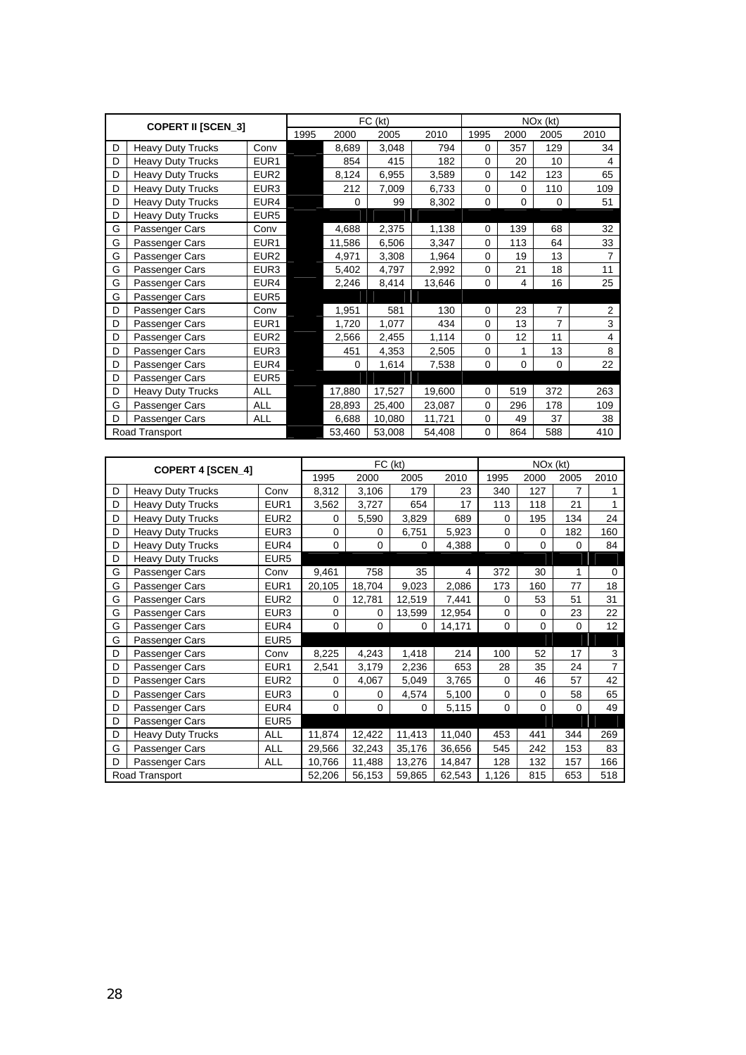| COPERT II [SCEN_3] | | | FC (kt) | | | | NOx (kt) | | | |
|---|---|---|---|---|---|---|---|---|---|---|
| | | | 1995 | 2000 | 2005 | 2010 | 1995 | 2000 | 2005 | 2010 |
| D | Heavy Duty Trucks | Conv | | 8,689 | 3,048 | 794 | 0 | 357 | 129 | 34 |
| D | Heavy Duty Trucks | EUR1 | | 854 | 415 | 182 | 0 | 20 | 10 | 4 |
| D | Heavy Duty Trucks | EUR2 | | 8,124 | 6,955 | 3,589 | 0 | 142 | 123 | 65 |
| D | Heavy Duty Trucks | EUR3 | | 212 | 7,009 | 6,733 | 0 | 0 | 110 | 109 |
| D | Heavy Duty Trucks | EUR4 | | 0 | 99 | 8,302 | 0 | 0 | 0 | 51 |
| D | Heavy Duty Trucks | EUR5 | | | | | | | | |
| G | Passenger Cars | Conv | | 4,688 | 2,375 | 1,138 | 0 | 139 | 68 | 32 |
| G | Passenger Cars | EUR1 | | 11,586 | 6,506 | 3,347 | 0 | 113 | 64 | 33 |
| G | Passenger Cars | EUR2 | | 4,971 | 3,308 | 1,964 | 0 | 19 | 13 | 7 |
| G | Passenger Cars | EUR3 | | 5,402 | 4,797 | 2,992 | 0 | 21 | 18 | 11 |
| G | Passenger Cars | EUR4 | | 2,246 | 8,414 | 13,646 | 0 | 4 | 16 | 25 |
| G | Passenger Cars | EUR5 | | | | | | | | |
| D | Passenger Cars | Conv | | 1,951 | 581 | 130 | 0 | 23 | 7 | 2 |
| D | Passenger Cars | EUR1 | | 1,720 | 1,077 | 434 | 0 | 13 | 7 | 3 |
| D | Passenger Cars | EUR2 | | 2,566 | 2,455 | 1,114 | 0 | 12 | 11 | 4 |
| D | Passenger Cars | EUR3 | | 451 | 4,353 | 2,505 | 0 | 1 | 13 | 8 |
| D | Passenger Cars | EUR4 | | 0 | 1,614 | 7,538 | 0 | 0 | 0 | 22 |
| D | Passenger Cars | EUR5 | | | | | | | | |
| D | Heavy Duty Trucks | ALL | | 17,880 | 17,527 | 19,600 | 0 | 519 | 372 | 263 |
| G | Passenger Cars | ALL | | 28,893 | 25,400 | 23,087 | 0 | 296 | 178 | 109 |
| D | Passenger Cars | ALL | | 6,688 | 10,080 | 11,721 | 0 | 49 | 37 | 38 |
| Road Transport | | | | 53,460 | 53,008 | 54,408 | 0 | 864 | 588 | 410 |

| COPERT 4 [SCEN_4] | | | FC (kt) | | | | NOx (kt) | | | |
|---|---|---|---|---|---|---|---|---|---|---|
| | | | 1995 | 2000 | 2005 | 2010 | 1995 | 2000 | 2005 | 2010 |
| D | Heavy Duty Trucks | Conv | 8,312 | 3,106 | 179 | 23 | 340 | 127 | 7 | 1 |
| D | Heavy Duty Trucks | EUR1 | 3,562 | 3,727 | 654 | 17 | 113 | 118 | 21 | 1 |
| D | Heavy Duty Trucks | EUR2 | 0 | 5,590 | 3,829 | 689 | 0 | 195 | 134 | 24 |
| D | Heavy Duty Trucks | EUR3 | 0 | 0 | 6,751 | 5,923 | 0 | 0 | 182 | 160 |
| D | Heavy Duty Trucks | EUR4 | 0 | 0 | 0 | 4,388 | 0 | 0 | 0 | 84 |
| D | Heavy Duty Trucks | EUR5 | | | | | | | | |
| G | Passenger Cars | Conv | 9,461 | 758 | 35 | 4 | 372 | 30 | 1 | 0 |
| G | Passenger Cars | EUR1 | 20,105 | 18,704 | 9,023 | 2,086 | 173 | 160 | 77 | 18 |
| G | Passenger Cars | EUR2 | 0 | 12,781 | 12,519 | 7,441 | 0 | 53 | 51 | 31 |
| G | Passenger Cars | EUR3 | 0 | 0 | 13,599 | 12,954 | 0 | 0 | 23 | 22 |
| G | Passenger Cars | EUR4 | 0 | 0 | 0 | 14,171 | 0 | 0 | 0 | 12 |
| G | Passenger Cars | EUR5 | | | | | | | | |
| D | Passenger Cars | Conv | 8,225 | 4,243 | 1,418 | 214 | 100 | 52 | 17 | 3 |
| D | Passenger Cars | EUR1 | 2,541 | 3,179 | 2,236 | 653 | 28 | 35 | 24 | 7 |
| D | Passenger Cars | EUR2 | 0 | 4,067 | 5,049 | 3,765 | 0 | 46 | 57 | 42 |
| D | Passenger Cars | EUR3 | 0 | 0 | 4,574 | 5,100 | 0 | 0 | 58 | 65 |
| D | Passenger Cars | EUR4 | 0 | 0 | 0 | 5,115 | 0 | 0 | 0 | 49 |
| D | Passenger Cars | EUR5 | | | | | | | | |
| D | Heavy Duty Trucks | ALL | 11,874 | 12,422 | 11,413 | 11,040 | 453 | 441 | 344 | 269 |
| G | Passenger Cars | ALL | 29,566 | 32,243 | 35,176 | 36,656 | 545 | 242 | 153 | 83 |
| D | Passenger Cars | ALL | 10,766 | 11,488 | 13,276 | 14,847 | 128 | 132 | 157 | 166 |
| Road Transport | | | 52,206 | 56,153 | 59,865 | 62,543 | 1,126 | 815 | 653 | 518 |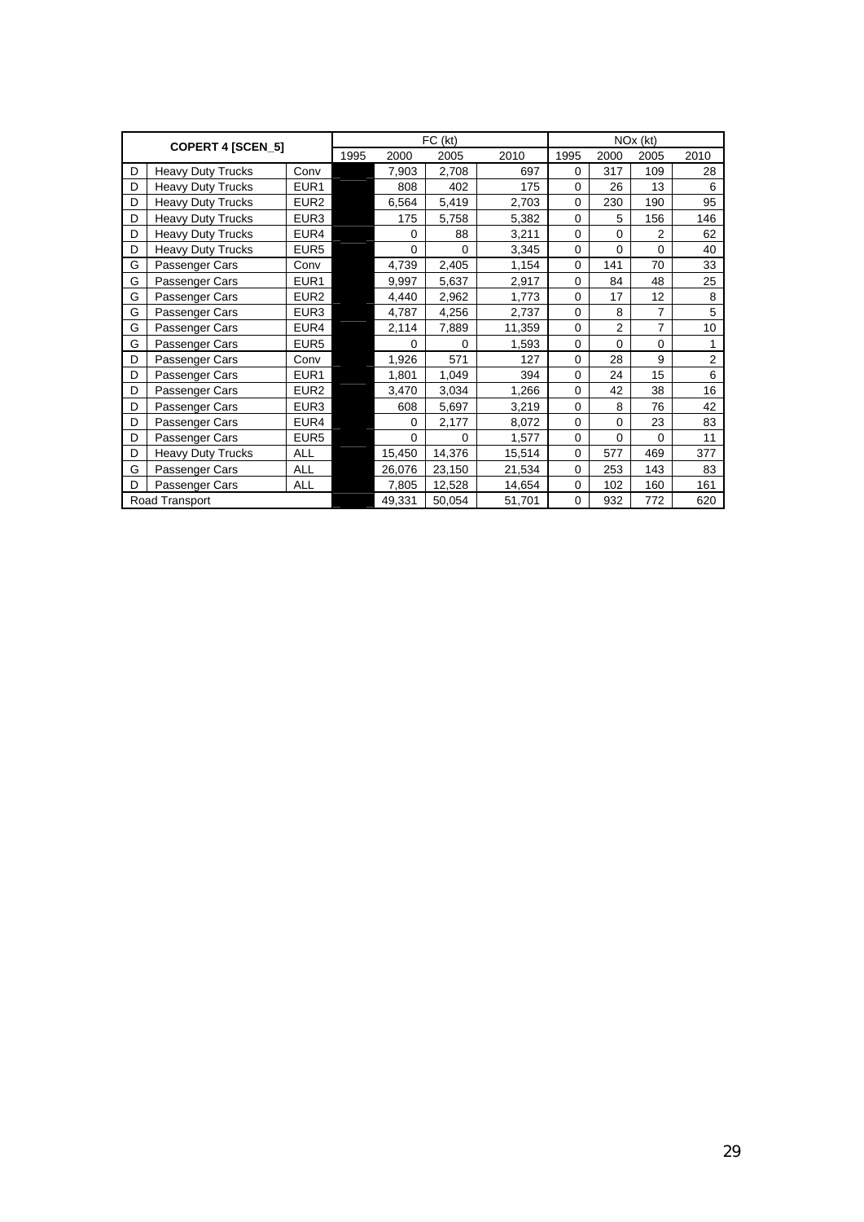| COPERT 4 [SCEN_5] | | | FC (kt) | | | | NOx (kt) | | | |
|---|---|---|---|---|---|---|---|---|---|---|
| | | | 1995 | 2000 | 2005 | 2010 | 1995 | 2000 | 2005 | 2010 |
| D | Heavy Duty Trucks | Conv | | 7,903 | 2,708 | 697 | 0 | 317 | 109 | 28 |
| D | Heavy Duty Trucks | EUR1 | | 808 | 402 | 175 | 0 | 26 | 13 | 6 |
| D | Heavy Duty Trucks | EUR2 | | 6,564 | 5,419 | 2,703 | 0 | 230 | 190 | 95 |
| D | Heavy Duty Trucks | EUR3 | | 175 | 5,758 | 5,382 | 0 | 5 | 156 | 146 |
| D | Heavy Duty Trucks | EUR4 | | 0 | 88 | 3,211 | 0 | 0 | 2 | 62 |
| D | Heavy Duty Trucks | EUR5 | | 0 | 0 | 3,345 | 0 | 0 | 0 | 40 |
| G | Passenger Cars | Conv | | 4,739 | 2,405 | 1,154 | 0 | 141 | 70 | 33 |
| G | Passenger Cars | EUR1 | | 9,997 | 5,637 | 2,917 | 0 | 84 | 48 | 25 |
| G | Passenger Cars | EUR2 | | 4,440 | 2,962 | 1,773 | 0 | 17 | 12 | 8 |
| G | Passenger Cars | EUR3 | | 4,787 | 4,256 | 2,737 | 0 | 8 | 7 | 5 |
| G | Passenger Cars | EUR4 | | 2,114 | 7,889 | 11,359 | 0 | 2 | 7 | 10 |
| G | Passenger Cars | EUR5 | | 0 | 0 | 1,593 | 0 | 0 | 0 | 1 |
| D | Passenger Cars | Conv | | 1,926 | 571 | 127 | 0 | 28 | 9 | 2 |
| D | Passenger Cars | EUR1 | | 1,801 | 1,049 | 394 | 0 | 24 | 15 | 6 |
| D | Passenger Cars | EUR2 | | 3,470 | 3,034 | 1,266 | 0 | 42 | 38 | 16 |
| D | Passenger Cars | EUR3 | | 608 | 5,697 | 3,219 | 0 | 8 | 76 | 42 |
| D | Passenger Cars | EUR4 | | 0 | 2,177 | 8,072 | 0 | 0 | 23 | 83 |
| D | Passenger Cars | EUR5 | | 0 | 0 | 1,577 | 0 | 0 | 0 | 11 |
| D | Heavy Duty Trucks | ALL | | 15,450 | 14,376 | 15,514 | 0 | 577 | 469 | 377 |
| G | Passenger Cars | ALL | | 26,076 | 23,150 | 21,534 | 0 | 253 | 143 | 83 |
| D | Passenger Cars | ALL | | 7,805 | 12,528 | 14,654 | 0 | 102 | 160 | 161 |
| Road Transport | | | | 49,331 | 50,054 | 51,701 | 0 | 932 | 772 | 620 |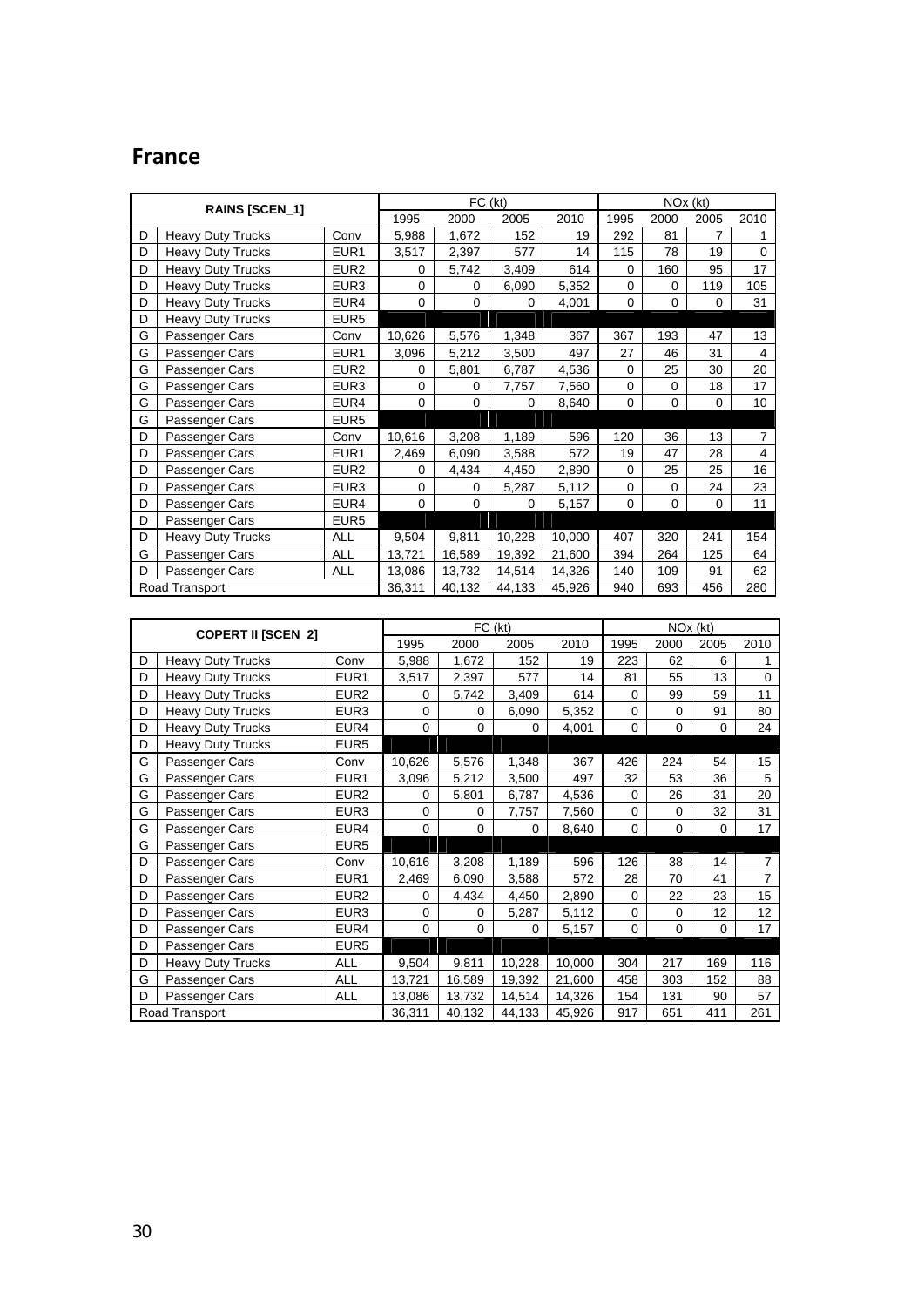## France

| RAINS [SCEN_1] | | | FC (kt) | | | | NOx (kt) | | | |
|---|---|---|---|---|---|---|---|---|---|---|
| | | | 1995 | 2000 | 2005 | 2010 | 1995 | 2000 | 2005 | 2010 |
| D | Heavy Duty Trucks | Conv | 5,988 | 1,672 | 152 | 19 | 292 | 81 | 7 | 1 |
| D | Heavy Duty Trucks | EUR1 | 3,517 | 2,397 | 577 | 14 | 115 | 78 | 19 | 0 |
| D | Heavy Duty Trucks | EUR2 | 0 | 5,742 | 3,409 | 614 | 0 | 160 | 95 | 17 |
| D | Heavy Duty Trucks | EUR3 | 0 | 0 | 6,090 | 5,352 | 0 | 0 | 119 | 105 |
| D | Heavy Duty Trucks | EUR4 | 0 | 0 | 0 | 4,001 | 0 | 0 | 0 | 31 |
| D | Heavy Duty Trucks | EUR5 | | | | | | | | |
| G | Passenger Cars | Conv | 10,626 | 5,576 | 1,348 | 367 | 367 | 193 | 47 | 13 |
| G | Passenger Cars | EUR1 | 3,096 | 5,212 | 3,500 | 497 | 27 | 46 | 31 | 4 |
| G | Passenger Cars | EUR2 | 0 | 5,801 | 6,787 | 4,536 | 0 | 25 | 30 | 20 |
| G | Passenger Cars | EUR3 | 0 | 0 | 7,757 | 7,560 | 0 | 0 | 18 | 17 |
| G | Passenger Cars | EUR4 | 0 | 0 | 0 | 8,640 | 0 | 0 | 0 | 10 |
| G | Passenger Cars | EUR5 | | | | | | | | |
| D | Passenger Cars | Conv | 10,616 | 3,208 | 1,189 | 596 | 120 | 36 | 13 | 7 |
| D | Passenger Cars | EUR1 | 2,469 | 6,090 | 3,588 | 572 | 19 | 47 | 28 | 4 |
| D | Passenger Cars | EUR2 | 0 | 4,434 | 4,450 | 2,890 | 0 | 25 | 25 | 16 |
| D | Passenger Cars | EUR3 | 0 | 0 | 5,287 | 5,112 | 0 | 0 | 24 | 23 |
| D | Passenger Cars | EUR4 | 0 | 0 | 0 | 5,157 | 0 | 0 | 0 | 11 |
| D | Passenger Cars | EUR5 | | | | | | | | |
| D | Heavy Duty Trucks | ALL | 9,504 | 9,811 | 10,228 | 10,000 | 407 | 320 | 241 | 154 |
| G | Passenger Cars | ALL | 13,721 | 16,589 | 19,392 | 21,600 | 394 | 264 | 125 | 64 |
| D | Passenger Cars | ALL | 13,086 | 13,732 | 14,514 | 14,326 | 140 | 109 | 91 | 62 |
| Road Transport | | | 36,311 | 40,132 | 44,133 | 45,926 | 940 | 693 | 456 | 280 |

| COPERT II [SCEN_2] | | | FC (kt) | | | | NOx (kt) | | | |
|---|---|---|---|---|---|---|---|---|---|---|
| | | | 1995 | 2000 | 2005 | 2010 | 1995 | 2000 | 2005 | 2010 |
| D | Heavy Duty Trucks | Conv | 5,988 | 1,672 | 152 | 19 | 223 | 62 | 6 | 1 |
| D | Heavy Duty Trucks | EUR1 | 3,517 | 2,397 | 577 | 14 | 81 | 55 | 13 | 0 |
| D | Heavy Duty Trucks | EUR2 | 0 | 5,742 | 3,409 | 614 | 0 | 99 | 59 | 11 |
| D | Heavy Duty Trucks | EUR3 | 0 | 0 | 6,090 | 5,352 | 0 | 0 | 91 | 80 |
| D | Heavy Duty Trucks | EUR4 | 0 | 0 | 0 | 4,001 | 0 | 0 | 0 | 24 |
| D | Heavy Duty Trucks | EUR5 | | | | | | | | |
| G | Passenger Cars | Conv | 10,626 | 5,576 | 1,348 | 367 | 426 | 224 | 54 | 15 |
| G | Passenger Cars | EUR1 | 3,096 | 5,212 | 3,500 | 497 | 32 | 53 | 36 | 5 |
| G | Passenger Cars | EUR2 | 0 | 5,801 | 6,787 | 4,536 | 0 | 26 | 31 | 20 |
| G | Passenger Cars | EUR3 | 0 | 0 | 7,757 | 7,560 | 0 | 0 | 32 | 31 |
| G | Passenger Cars | EUR4 | 0 | 0 | 0 | 8,640 | 0 | 0 | 0 | 17 |
| G | Passenger Cars | EUR5 | | | | | | | | |
| D | Passenger Cars | Conv | 10,616 | 3,208 | 1,189 | 596 | 126 | 38 | 14 | 7 |
| D | Passenger Cars | EUR1 | 2,469 | 6,090 | 3,588 | 572 | 28 | 70 | 41 | 7 |
| D | Passenger Cars | EUR2 | 0 | 4,434 | 4,450 | 2,890 | 0 | 22 | 23 | 15 |
| D | Passenger Cars | EUR3 | 0 | 0 | 5,287 | 5,112 | 0 | 0 | 12 | 12 |
| D | Passenger Cars | EUR4 | 0 | 0 | 0 | 5,157 | 0 | 0 | 0 | 17 |
| D | Passenger Cars | EUR5 | | | | | | | | |
| D | Heavy Duty Trucks | ALL | 9,504 | 9,811 | 10,228 | 10,000 | 304 | 217 | 169 | 116 |
| G | Passenger Cars | ALL | 13,721 | 16,589 | 19,392 | 21,600 | 458 | 303 | 152 | 88 |
| D | Passenger Cars | ALL | 13,086 | 13,732 | 14,514 | 14,326 | 154 | 131 | 90 | 57 |
| Road Transport | | | 36,311 | 40,132 | 44,133 | 45,926 | 917 | 651 | 411 | 261 |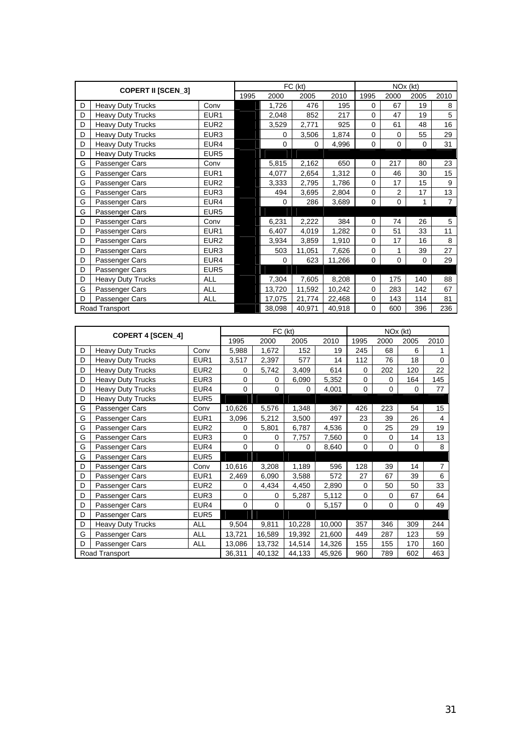| COPERT II [SCEN_3] | | | FC (kt) | | | | NOx (kt) | | | |
|---|---|---|---|---|---|---|---|---|---|---|
| | | | 1995 | 2000 | 2005 | 2010 | 1995 | 2000 | 2005 | 2010 |
| D | Heavy Duty Trucks | Conv | | 1,726 | 476 | 195 | 0 | 67 | 19 | 8 |
| D | Heavy Duty Trucks | EUR1 | | 2,048 | 852 | 217 | 0 | 47 | 19 | 5 |
| D | Heavy Duty Trucks | EUR2 | | 3,529 | 2,771 | 925 | 0 | 61 | 48 | 16 |
| D | Heavy Duty Trucks | EUR3 | | 0 | 3,506 | 1,874 | 0 | 0 | 55 | 29 |
| D | Heavy Duty Trucks | EUR4 | | 0 | 0 | 4,996 | 0 | 0 | 0 | 31 |
| D | Heavy Duty Trucks | EUR5 | | | | | | | | |
| G | Passenger Cars | Conv | | 5,815 | 2,162 | 650 | 0 | 217 | 80 | 23 |
| G | Passenger Cars | EUR1 | | 4,077 | 2,654 | 1,312 | 0 | 46 | 30 | 15 |
| G | Passenger Cars | EUR2 | | 3,333 | 2,795 | 1,786 | 0 | 17 | 15 | 9 |
| G | Passenger Cars | EUR3 | | 494 | 3,695 | 2,804 | 0 | 2 | 17 | 13 |
| G | Passenger Cars | EUR4 | | 0 | 286 | 3,689 | 0 | 0 | 1 | 7 |
| G | Passenger Cars | EUR5 | | | | | | | | |
| D | Passenger Cars | Conv | | 6,231 | 2,222 | 384 | 0 | 74 | 26 | 5 |
| D | Passenger Cars | EUR1 | | 6,407 | 4,019 | 1,282 | 0 | 51 | 33 | 11 |
| D | Passenger Cars | EUR2 | | 3,934 | 3,859 | 1,910 | 0 | 17 | 16 | 8 |
| D | Passenger Cars | EUR3 | | 503 | 11,051 | 7,626 | 0 | 1 | 39 | 27 |
| D | Passenger Cars | EUR4 | | 0 | 623 | 11,266 | 0 | 0 | 0 | 29 |
| D | Passenger Cars | EUR5 | | | | | | | | |
| D | Heavy Duty Trucks | ALL | | 7,304 | 7,605 | 8,208 | 0 | 175 | 140 | 88 |
| G | Passenger Cars | ALL | | 13,720 | 11,592 | 10,242 | 0 | 283 | 142 | 67 |
| D | Passenger Cars | ALL | | 17,075 | 21,774 | 22,468 | 0 | 143 | 114 | 81 |
| Road Transport | | | | 38,098 | 40,971 | 40,918 | 0 | 600 | 396 | 236 |

| COPERT 4 [SCEN_4] | | | FC (kt) | | | | NOx (kt) | | | |
|---|---|---|---|---|---|---|---|---|---|---|
| | | | 1995 | 2000 | 2005 | 2010 | 1995 | 2000 | 2005 | 2010 |
| D | Heavy Duty Trucks | Conv | 5,988 | 1,672 | 152 | 19 | 245 | 68 | 6 | 1 |
| D | Heavy Duty Trucks | EUR1 | 3,517 | 2,397 | 577 | 14 | 112 | 76 | 18 | 0 |
| D | Heavy Duty Trucks | EUR2 | 0 | 5,742 | 3,409 | 614 | 0 | 202 | 120 | 22 |
| D | Heavy Duty Trucks | EUR3 | 0 | 0 | 6,090 | 5,352 | 0 | 0 | 164 | 145 |
| D | Heavy Duty Trucks | EUR4 | 0 | 0 | 0 | 4,001 | 0 | 0 | 0 | 77 |
| D | Heavy Duty Trucks | EUR5 | | | | | | | | |
| G | Passenger Cars | Conv | 10,626 | 5,576 | 1,348 | 367 | 426 | 223 | 54 | 15 |
| G | Passenger Cars | EUR1 | 3,096 | 5,212 | 3,500 | 497 | 23 | 39 | 26 | 4 |
| G | Passenger Cars | EUR2 | 0 | 5,801 | 6,787 | 4,536 | 0 | 25 | 29 | 19 |
| G | Passenger Cars | EUR3 | 0 | 0 | 7,757 | 7,560 | 0 | 0 | 14 | 13 |
| G | Passenger Cars | EUR4 | 0 | 0 | 0 | 8,640 | 0 | 0 | 0 | 8 |
| G | Passenger Cars | EUR5 | | | | | | | | |
| D | Passenger Cars | Conv | 10,616 | 3,208 | 1,189 | 596 | 128 | 39 | 14 | 7 |
| D | Passenger Cars | EUR1 | 2,469 | 6,090 | 3,588 | 572 | 27 | 67 | 39 | 6 |
| D | Passenger Cars | EUR2 | 0 | 4,434 | 4,450 | 2,890 | 0 | 50 | 50 | 33 |
| D | Passenger Cars | EUR3 | 0 | 0 | 5,287 | 5,112 | 0 | 0 | 67 | 64 |
| D | Passenger Cars | EUR4 | 0 | 0 | 0 | 5,157 | 0 | 0 | 0 | 49 |
| D | Passenger Cars | EUR5 | | | | | | | | |
| D | Heavy Duty Trucks | ALL | 9,504 | 9,811 | 10,228 | 10,000 | 357 | 346 | 309 | 244 |
| G | Passenger Cars | ALL | 13,721 | 16,589 | 19,392 | 21,600 | 449 | 287 | 123 | 59 |
| D | Passenger Cars | ALL | 13,086 | 13,732 | 14,514 | 14,326 | 155 | 155 | 170 | 160 |
| Road Transport | | | 36,311 | 40,132 | 44,133 | 45,926 | 960 | 789 | 602 | 463 |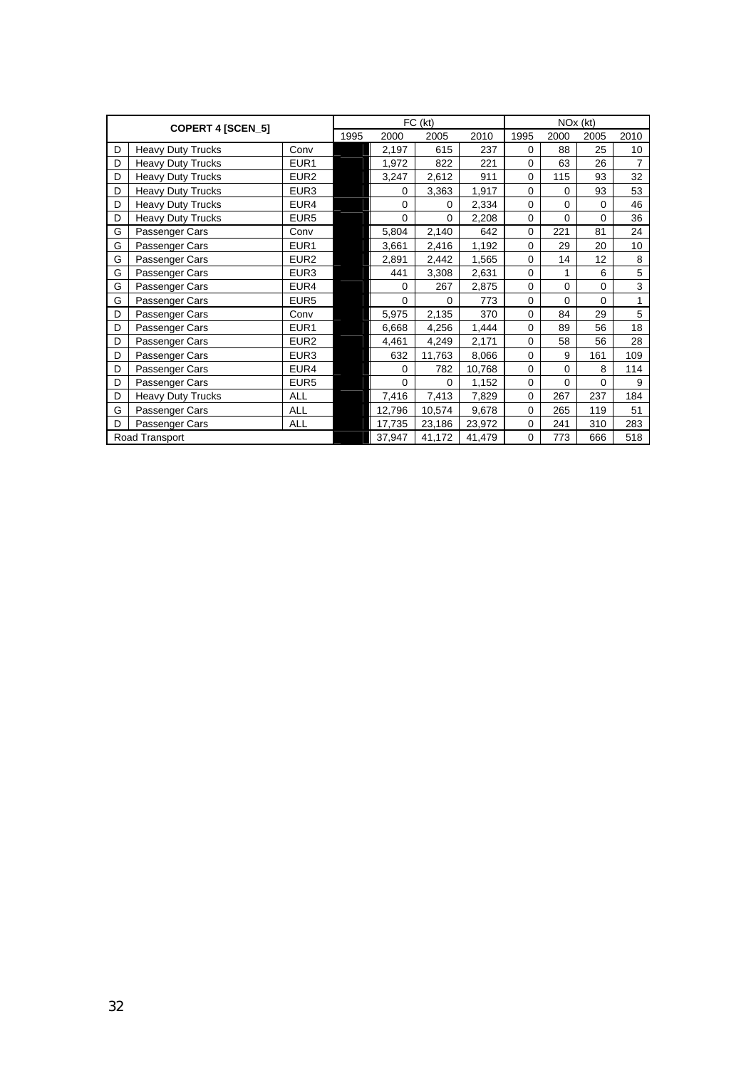| COPERT 4 [SCEN_5] | | | FC (kt) | | | | NOx (kt) | | | |
|---|---|---|---|---|---|---|---|---|---|---|
| | | | 1995 | 2000 | 2005 | 2010 | 1995 | 2000 | 2005 | 2010 |
| D | Heavy Duty Trucks | Conv | | 2,197 | 615 | 237 | 0 | 88 | 25 | 10 |
| D | Heavy Duty Trucks | EUR1 | | 1,972 | 822 | 221 | 0 | 63 | 26 | 7 |
| D | Heavy Duty Trucks | EUR2 | | 3,247 | 2,612 | 911 | 0 | 115 | 93 | 32 |
| D | Heavy Duty Trucks | EUR3 | | 0 | 3,363 | 1,917 | 0 | 0 | 93 | 53 |
| D | Heavy Duty Trucks | EUR4 | | 0 | 0 | 2,334 | 0 | 0 | 0 | 46 |
| D | Heavy Duty Trucks | EUR5 | | 0 | 0 | 2,208 | 0 | 0 | 0 | 36 |
| G | Passenger Cars | Conv | | 5,804 | 2,140 | 642 | 0 | 221 | 81 | 24 |
| G | Passenger Cars | EUR1 | | 3,661 | 2,416 | 1,192 | 0 | 29 | 20 | 10 |
| G | Passenger Cars | EUR2 | | 2,891 | 2,442 | 1,565 | 0 | 14 | 12 | 8 |
| G | Passenger Cars | EUR3 | | 441 | 3,308 | 2,631 | 0 | 1 | 6 | 5 |
| G | Passenger Cars | EUR4 | | 0 | 267 | 2,875 | 0 | 0 | 0 | 3 |
| G | Passenger Cars | EUR5 | | 0 | 0 | 773 | 0 | 0 | 0 | 1 |
| D | Passenger Cars | Conv | | 5,975 | 2,135 | 370 | 0 | 84 | 29 | 5 |
| D | Passenger Cars | EUR1 | | 6,668 | 4,256 | 1,444 | 0 | 89 | 56 | 18 |
| D | Passenger Cars | EUR2 | | 4,461 | 4,249 | 2,171 | 0 | 58 | 56 | 28 |
| D | Passenger Cars | EUR3 | | 632 | 11,763 | 8,066 | 0 | 9 | 161 | 109 |
| D | Passenger Cars | EUR4 | | 0 | 782 | 10,768 | 0 | 0 | 8 | 114 |
| D | Passenger Cars | EUR5 | | 0 | 0 | 1,152 | 0 | 0 | 0 | 9 |
| D | Heavy Duty Trucks | ALL | | 7,416 | 7,413 | 7,829 | 0 | 267 | 237 | 184 |
| G | Passenger Cars | ALL | | 12,796 | 10,574 | 9,678 | 0 | 265 | 119 | 51 |
| D | Passenger Cars | ALL | | 17,735 | 23,186 | 23,972 | 0 | 241 | 310 | 283 |
| Road Transport | | | | 37,947 | 41,172 | 41,479 | 0 | 773 | 666 | 518 |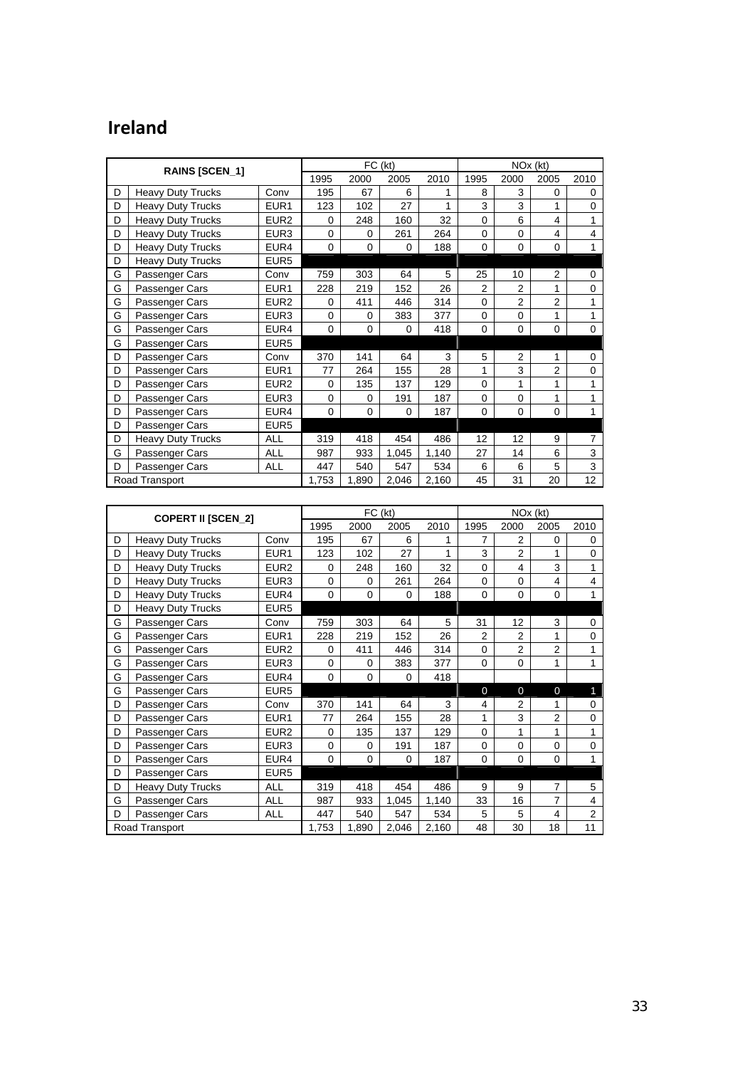## Ireland

| RAINS [SCEN_1] | | | FC (kt) | | | | NOx (kt) | | | |
|---|---|---|---|---|---|---|---|---|---|---|
| | | | 1995 | 2000 | 2005 | 2010 | 1995 | 2000 | 2005 | 2010 |
| D | Heavy Duty Trucks | Conv | 195 | 67 | 6 | 1 | 8 | 3 | 0 | 0 |
| D | Heavy Duty Trucks | EUR1 | 123 | 102 | 27 | 1 | 3 | 3 | 1 | 0 |
| D | Heavy Duty Trucks | EUR2 | 0 | 248 | 160 | 32 | 0 | 6 | 4 | 1 |
| D | Heavy Duty Trucks | EUR3 | 0 | 0 | 261 | 264 | 0 | 0 | 4 | 4 |
| D | Heavy Duty Trucks | EUR4 | 0 | 0 | 0 | 188 | 0 | 0 | 0 | 1 |
| D | Heavy Duty Trucks | EUR5 | | | | | | | | |
| G | Passenger Cars | Conv | 759 | 303 | 64 | 5 | 25 | 10 | 2 | 0 |
| G | Passenger Cars | EUR1 | 228 | 219 | 152 | 26 | 2 | 2 | 1 | 0 |
| G | Passenger Cars | EUR2 | 0 | 411 | 446 | 314 | 0 | 2 | 2 | 1 |
| G | Passenger Cars | EUR3 | 0 | 0 | 383 | 377 | 0 | 0 | 1 | 1 |
| G | Passenger Cars | EUR4 | 0 | 0 | 0 | 418 | 0 | 0 | 0 | 0 |
| G | Passenger Cars | EUR5 | | | | | | | | |
| D | Passenger Cars | Conv | 370 | 141 | 64 | 3 | 5 | 2 | 1 | 0 |
| D | Passenger Cars | EUR1 | 77 | 264 | 155 | 28 | 1 | 3 | 2 | 0 |
| D | Passenger Cars | EUR2 | 0 | 135 | 137 | 129 | 0 | 1 | 1 | 1 |
| D | Passenger Cars | EUR3 | 0 | 0 | 191 | 187 | 0 | 0 | 1 | 1 |
| D | Passenger Cars | EUR4 | 0 | 0 | 0 | 187 | 0 | 0 | 0 | 1 |
| D | Passenger Cars | EUR5 | | | | | | | | |
| D | Heavy Duty Trucks | ALL | 319 | 418 | 454 | 486 | 12 | 12 | 9 | 7 |
| G | Passenger Cars | ALL | 987 | 933 | 1,045 | 1,140 | 27 | 14 | 6 | 3 |
| D | Passenger Cars | ALL | 447 | 540 | 547 | 534 | 6 | 6 | 5 | 3 |
| Road Transport | | | 1,753 | 1,890 | 2,046 | 2,160 | 45 | 31 | 20 | 12 |

| COPERT II [SCEN_2] | | | FC (kt) | | | | NOx (kt) | | | |
|---|---|---|---|---|---|---|---|---|---|---|
| | | | 1995 | 2000 | 2005 | 2010 | 1995 | 2000 | 2005 | 2010 |
| D | Heavy Duty Trucks | Conv | 195 | 67 | 6 | 1 | 7 | 2 | 0 | 0 |
| D | Heavy Duty Trucks | EUR1 | 123 | 102 | 27 | 1 | 3 | 2 | 1 | 0 |
| D | Heavy Duty Trucks | EUR2 | 0 | 248 | 160 | 32 | 0 | 4 | 3 | 1 |
| D | Heavy Duty Trucks | EUR3 | 0 | 0 | 261 | 264 | 0 | 0 | 4 | 4 |
| D | Heavy Duty Trucks | EUR4 | 0 | 0 | 0 | 188 | 0 | 0 | 0 | 1 |
| D | Heavy Duty Trucks | EUR5 | | | | | | | | |
| G | Passenger Cars | Conv | 759 | 303 | 64 | 5 | 31 | 12 | 3 | 0 |
| G | Passenger Cars | EUR1 | 228 | 219 | 152 | 26 | 2 | 2 | 1 | 0 |
| G | Passenger Cars | EUR2 | 0 | 411 | 446 | 314 | 0 | 2 | 2 | 1 |
| G | Passenger Cars | EUR3 | 0 | 0 | 383 | 377 | 0 | 0 | 1 | 1 |
| G | Passenger Cars | EUR4 | 0 | 0 | 0 | 418 | | | | |
| G | Passenger Cars | EUR5 | | | | | 0 | 0 | 0 | 1 |
| D | Passenger Cars | Conv | 370 | 141 | 64 | 3 | 4 | 2 | 1 | 0 |
| D | Passenger Cars | EUR1 | 77 | 264 | 155 | 28 | 1 | 3 | 2 | 0 |
| D | Passenger Cars | EUR2 | 0 | 135 | 137 | 129 | 0 | 1 | 1 | 1 |
| D | Passenger Cars | EUR3 | 0 | 0 | 191 | 187 | 0 | 0 | 0 | 0 |
| D | Passenger Cars | EUR4 | 0 | 0 | 0 | 187 | 0 | 0 | 0 | 1 |
| D | Passenger Cars | EUR5 | | | | | | | | |
| D | Heavy Duty Trucks | ALL | 319 | 418 | 454 | 486 | 9 | 9 | 7 | 5 |
| G | Passenger Cars | ALL | 987 | 933 | 1,045 | 1,140 | 33 | 16 | 7 | 4 |
| D | Passenger Cars | ALL | 447 | 540 | 547 | 534 | 5 | 5 | 4 | 2 |
| Road Transport | | | 1,753 | 1,890 | 2,046 | 2,160 | 48 | 30 | 18 | 11 |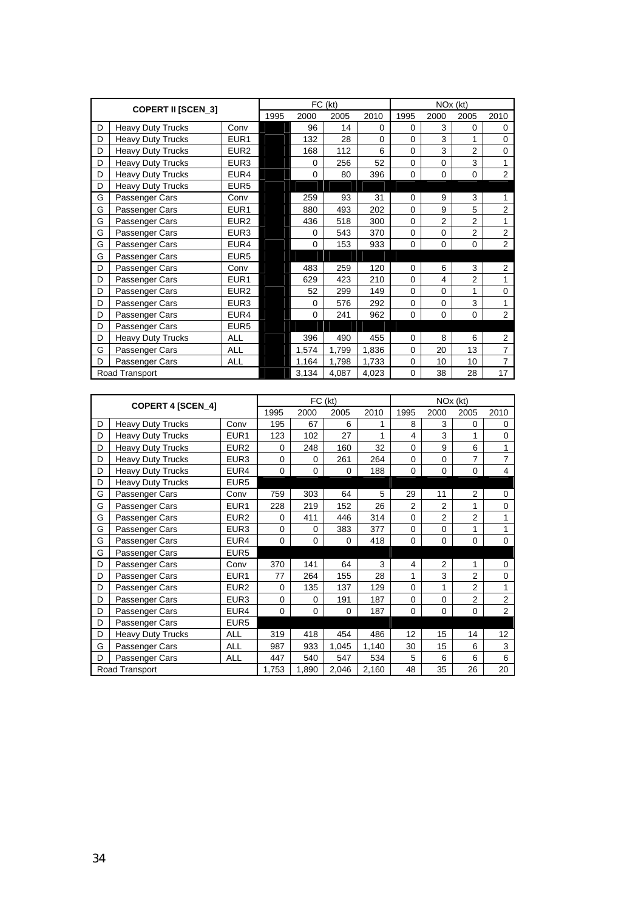| COPERT II [SCEN_3] | | | FC (kt) | | | | NOx (kt) | | | |
|---|---|---|---|---|---|---|---|---|---|---|
| | | | 1995 | 2000 | 2005 | 2010 | 1995 | 2000 | 2005 | 2010 |
| D | Heavy Duty Trucks | Conv | | 96 | 14 | 0 | 0 | 3 | 0 | 0 |
| D | Heavy Duty Trucks | EUR1 | | 132 | 28 | 0 | 0 | 3 | 1 | 0 |
| D | Heavy Duty Trucks | EUR2 | | 168 | 112 | 6 | 0 | 3 | 2 | 0 |
| D | Heavy Duty Trucks | EUR3 | | 0 | 256 | 52 | 0 | 0 | 3 | 1 |
| D | Heavy Duty Trucks | EUR4 | | 0 | 80 | 396 | 0 | 0 | 0 | 2 |
| D | Heavy Duty Trucks | EUR5 | | | | | | | | |
| G | Passenger Cars | Conv | | 259 | 93 | 31 | 0 | 9 | 3 | 1 |
| G | Passenger Cars | EUR1 | | 880 | 493 | 202 | 0 | 9 | 5 | 2 |
| G | Passenger Cars | EUR2 | | 436 | 518 | 300 | 0 | 2 | 2 | 1 |
| G | Passenger Cars | EUR3 | | 0 | 543 | 370 | 0 | 0 | 2 | 2 |
| G | Passenger Cars | EUR4 | | 0 | 153 | 933 | 0 | 0 | 0 | 2 |
| G | Passenger Cars | EUR5 | | | | | | | | |
| D | Passenger Cars | Conv | | 483 | 259 | 120 | 0 | 6 | 3 | 2 |
| D | Passenger Cars | EUR1 | | 629 | 423 | 210 | 0 | 4 | 2 | 1 |
| D | Passenger Cars | EUR2 | | 52 | 299 | 149 | 0 | 0 | 1 | 0 |
| D | Passenger Cars | EUR3 | | 0 | 576 | 292 | 0 | 0 | 3 | 1 |
| D | Passenger Cars | EUR4 | | 0 | 241 | 962 | 0 | 0 | 0 | 2 |
| D | Passenger Cars | EUR5 | | | | | | | | |
| D | Heavy Duty Trucks | ALL | | 396 | 490 | 455 | 0 | 8 | 6 | 2 |
| G | Passenger Cars | ALL | | 1,574 | 1,799 | 1,836 | 0 | 20 | 13 | 7 |
| D | Passenger Cars | ALL | | 1,164 | 1,798 | 1,733 | 0 | 10 | 10 | 7 |
| Road Transport | | | | 3,134 | 4,087 | 4,023 | 0 | 38 | 28 | 17 |

| COPERT 4 [SCEN_4] | | | FC (kt) | | | | NOx (kt) | | | |
|---|---|---|---|---|---|---|---|---|---|---|
| | | | 1995 | 2000 | 2005 | 2010 | 1995 | 2000 | 2005 | 2010 |
| D | Heavy Duty Trucks | Conv | 195 | 67 | 6 | 1 | 8 | 3 | 0 | 0 |
| D | Heavy Duty Trucks | EUR1 | 123 | 102 | 27 | 1 | 4 | 3 | 1 | 0 |
| D | Heavy Duty Trucks | EUR2 | 0 | 248 | 160 | 32 | 0 | 9 | 6 | 1 |
| D | Heavy Duty Trucks | EUR3 | 0 | 0 | 261 | 264 | 0 | 0 | 7 | 7 |
| D | Heavy Duty Trucks | EUR4 | 0 | 0 | 0 | 188 | 0 | 0 | 0 | 4 |
| D | Heavy Duty Trucks | EUR5 | | | | | | | | |
| G | Passenger Cars | Conv | 759 | 303 | 64 | 5 | 29 | 11 | 2 | 0 |
| G | Passenger Cars | EUR1 | 228 | 219 | 152 | 26 | 2 | 2 | 1 | 0 |
| G | Passenger Cars | EUR2 | 0 | 411 | 446 | 314 | 0 | 2 | 2 | 1 |
| G | Passenger Cars | EUR3 | 0 | 0 | 383 | 377 | 0 | 0 | 1 | 1 |
| G | Passenger Cars | EUR4 | 0 | 0 | 0 | 418 | 0 | 0 | 0 | 0 |
| G | Passenger Cars | EUR5 | | | | | | | | |
| D | Passenger Cars | Conv | 370 | 141 | 64 | 3 | 4 | 2 | 1 | 0 |
| D | Passenger Cars | EUR1 | 77 | 264 | 155 | 28 | 1 | 3 | 2 | 0 |
| D | Passenger Cars | EUR2 | 0 | 135 | 137 | 129 | 0 | 1 | 2 | 1 |
| D | Passenger Cars | EUR3 | 0 | 0 | 191 | 187 | 0 | 0 | 2 | 2 |
| D | Passenger Cars | EUR4 | 0 | 0 | 0 | 187 | 0 | 0 | 0 | 2 |
| D | Passenger Cars | EUR5 | | | | | | | | |
| D | Heavy Duty Trucks | ALL | 319 | 418 | 454 | 486 | 12 | 15 | 14 | 12 |
| G | Passenger Cars | ALL | 987 | 933 | 1,045 | 1,140 | 30 | 15 | 6 | 3 |
| D | Passenger Cars | ALL | 447 | 540 | 547 | 534 | 5 | 6 | 6 | 6 |
| Road Transport | | | 1,753 | 1,890 | 2,046 | 2,160 | 48 | 35 | 26 | 20 |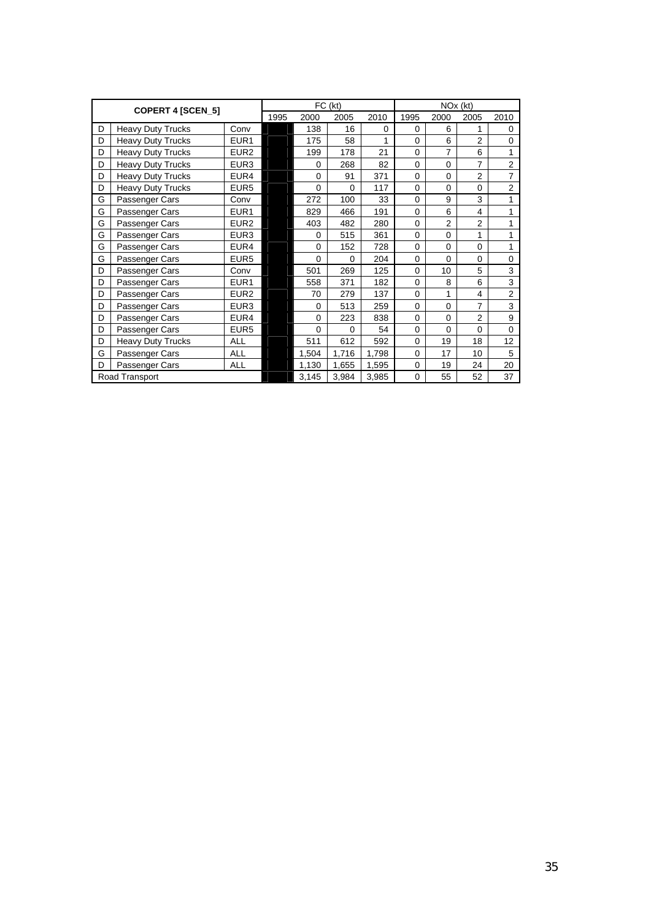| COPERT 4 [SCEN_5] | | | FC (kt) | | | | NOx (kt) | | | |
|---|---|---|---|---|---|---|---|---|---|---|
| | | | 1995 | 2000 | 2005 | 2010 | 1995 | 2000 | 2005 | 2010 |
| D | Heavy Duty Trucks | Conv | | 138 | 16 | 0 | 0 | 6 | 1 | 0 |
| D | Heavy Duty Trucks | EUR1 | | 175 | 58 | 1 | 0 | 6 | 2 | 0 |
| D | Heavy Duty Trucks | EUR2 | | 199 | 178 | 21 | 0 | 7 | 6 | 1 |
| D | Heavy Duty Trucks | EUR3 | | 0 | 268 | 82 | 0 | 0 | 7 | 2 |
| D | Heavy Duty Trucks | EUR4 | | 0 | 91 | 371 | 0 | 0 | 2 | 7 |
| D | Heavy Duty Trucks | EUR5 | | 0 | 0 | 117 | 0 | 0 | 0 | 2 |
| G | Passenger Cars | Conv | | 272 | 100 | 33 | 0 | 9 | 3 | 1 |
| G | Passenger Cars | EUR1 | | 829 | 466 | 191 | 0 | 6 | 4 | 1 |
| G | Passenger Cars | EUR2 | | 403 | 482 | 280 | 0 | 2 | 2 | 1 |
| G | Passenger Cars | EUR3 | | 0 | 515 | 361 | 0 | 0 | 1 | 1 |
| G | Passenger Cars | EUR4 | | 0 | 152 | 728 | 0 | 0 | 0 | 1 |
| G | Passenger Cars | EUR5 | | 0 | 0 | 204 | 0 | 0 | 0 | 0 |
| D | Passenger Cars | Conv | | 501 | 269 | 125 | 0 | 10 | 5 | 3 |
| D | Passenger Cars | EUR1 | | 558 | 371 | 182 | 0 | 8 | 6 | 3 |
| D | Passenger Cars | EUR2 | | 70 | 279 | 137 | 0 | 1 | 4 | 2 |
| D | Passenger Cars | EUR3 | | 0 | 513 | 259 | 0 | 0 | 7 | 3 |
| D | Passenger Cars | EUR4 | | 0 | 223 | 838 | 0 | 0 | 2 | 9 |
| D | Passenger Cars | EUR5 | | 0 | 0 | 54 | 0 | 0 | 0 | 0 |
| D | Heavy Duty Trucks | ALL | | 511 | 612 | 592 | 0 | 19 | 18 | 12 |
| G | Passenger Cars | ALL | | 1,504 | 1,716 | 1,798 | 0 | 17 | 10 | 5 |
| D | Passenger Cars | ALL | | 1,130 | 1,655 | 1,595 | 0 | 19 | 24 | 20 |
| Road Transport | | | | 3,145 | 3,984 | 3,985 | 0 | 55 | 52 | 37 |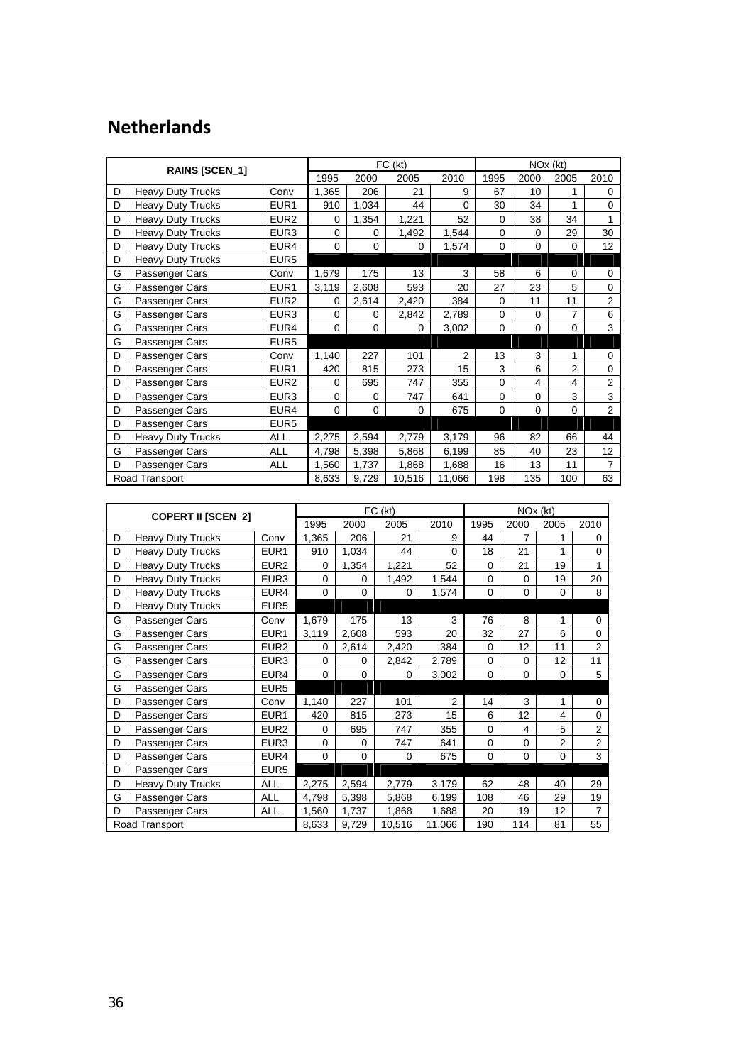## Netherlands

| RAINS [SCEN_1] | | | FC (kt) | | | | NOx (kt) | | | |
|---|---|---|---|---|---|---|---|---|---|---|
| | | | 1995 | 2000 | 2005 | 2010 | 1995 | 2000 | 2005 | 2010 |
| D | Heavy Duty Trucks | Conv | 1,365 | 206 | 21 | 9 | 67 | 10 | 1 | 0 |
| D | Heavy Duty Trucks | EUR1 | 910 | 1,034 | 44 | 0 | 30 | 34 | 1 | 0 |
| D | Heavy Duty Trucks | EUR2 | 0 | 1,354 | 1,221 | 52 | 0 | 38 | 34 | 1 |
| D | Heavy Duty Trucks | EUR3 | 0 | 0 | 1,492 | 1,544 | 0 | 0 | 29 | 30 |
| D | Heavy Duty Trucks | EUR4 | 0 | 0 | 0 | 1,574 | 0 | 0 | 0 | 12 |
| D | Heavy Duty Trucks | EUR5 | | | | | | | | |
| G | Passenger Cars | Conv | 1,679 | 175 | 13 | 3 | 58 | 6 | 0 | 0 |
| G | Passenger Cars | EUR1 | 3,119 | 2,608 | 593 | 20 | 27 | 23 | 5 | 0 |
| G | Passenger Cars | EUR2 | 0 | 2,614 | 2,420 | 384 | 0 | 11 | 11 | 2 |
| G | Passenger Cars | EUR3 | 0 | 0 | 2,842 | 2,789 | 0 | 0 | 7 | 6 |
| G | Passenger Cars | EUR4 | 0 | 0 | 0 | 3,002 | 0 | 0 | 0 | 3 |
| G | Passenger Cars | EUR5 | | | | | | | | |
| D | Passenger Cars | Conv | 1,140 | 227 | 101 | 2 | 13 | 3 | 1 | 0 |
| D | Passenger Cars | EUR1 | 420 | 815 | 273 | 15 | 3 | 6 | 2 | 0 |
| D | Passenger Cars | EUR2 | 0 | 695 | 747 | 355 | 0 | 4 | 4 | 2 |
| D | Passenger Cars | EUR3 | 0 | 0 | 747 | 641 | 0 | 0 | 3 | 3 |
| D | Passenger Cars | EUR4 | 0 | 0 | 0 | 675 | 0 | 0 | 0 | 2 |
| D | Passenger Cars | EUR5 | | | | | | | | |
| D | Heavy Duty Trucks | ALL | 2,275 | 2,594 | 2,779 | 3,179 | 96 | 82 | 66 | 44 |
| G | Passenger Cars | ALL | 4,798 | 5,398 | 5,868 | 6,199 | 85 | 40 | 23 | 12 |
| D | Passenger Cars | ALL | 1,560 | 1,737 | 1,868 | 1,688 | 16 | 13 | 11 | 7 |
| Road Transport | | | 8,633 | 9,729 | 10,516 | 11,066 | 198 | 135 | 100 | 63 |

| COPERT II [SCEN_2] | | | FC (kt) | | | | NOx (kt) | | | |
|---|---|---|---|---|---|---|---|---|---|---|
| | | | 1995 | 2000 | 2005 | 2010 | 1995 | 2000 | 2005 | 2010 |
| D | Heavy Duty Trucks | Conv | 1,365 | 206 | 21 | 9 | 44 | 7 | 1 | 0 |
| D | Heavy Duty Trucks | EUR1 | 910 | 1,034 | 44 | 0 | 18 | 21 | 1 | 0 |
| D | Heavy Duty Trucks | EUR2 | 0 | 1,354 | 1,221 | 52 | 0 | 21 | 19 | 1 |
| D | Heavy Duty Trucks | EUR3 | 0 | 0 | 1,492 | 1,544 | 0 | 0 | 19 | 20 |
| D | Heavy Duty Trucks | EUR4 | 0 | 0 | 0 | 1,574 | 0 | 0 | 0 | 8 |
| D | Heavy Duty Trucks | EUR5 | | | | | | | | |
| G | Passenger Cars | Conv | 1,679 | 175 | 13 | 3 | 76 | 8 | 1 | 0 |
| G | Passenger Cars | EUR1 | 3,119 | 2,608 | 593 | 20 | 32 | 27 | 6 | 0 |
| G | Passenger Cars | EUR2 | 0 | 2,614 | 2,420 | 384 | 0 | 12 | 11 | 2 |
| G | Passenger Cars | EUR3 | 0 | 0 | 2,842 | 2,789 | 0 | 0 | 12 | 11 |
| G | Passenger Cars | EUR4 | 0 | 0 | 0 | 3,002 | 0 | 0 | 0 | 5 |
| G | Passenger Cars | EUR5 | | | | | | | | |
| D | Passenger Cars | Conv | 1,140 | 227 | 101 | 2 | 14 | 3 | 1 | 0 |
| D | Passenger Cars | EUR1 | 420 | 815 | 273 | 15 | 6 | 12 | 4 | 0 |
| D | Passenger Cars | EUR2 | 0 | 695 | 747 | 355 | 0 | 4 | 5 | 2 |
| D | Passenger Cars | EUR3 | 0 | 0 | 747 | 641 | 0 | 0 | 2 | 2 |
| D | Passenger Cars | EUR4 | 0 | 0 | 0 | 675 | 0 | 0 | 0 | 3 |
| D | Passenger Cars | EUR5 | | | | | | | | |
| D | Heavy Duty Trucks | ALL | 2,275 | 2,594 | 2,779 | 3,179 | 62 | 48 | 40 | 29 |
| G | Passenger Cars | ALL | 4,798 | 5,398 | 5,868 | 6,199 | 108 | 46 | 29 | 19 |
| D | Passenger Cars | ALL | 1,560 | 1,737 | 1,868 | 1,688 | 20 | 19 | 12 | 7 |
| Road Transport | | | 8,633 | 9,729 | 10,516 | 11,066 | 190 | 114 | 81 | 55 |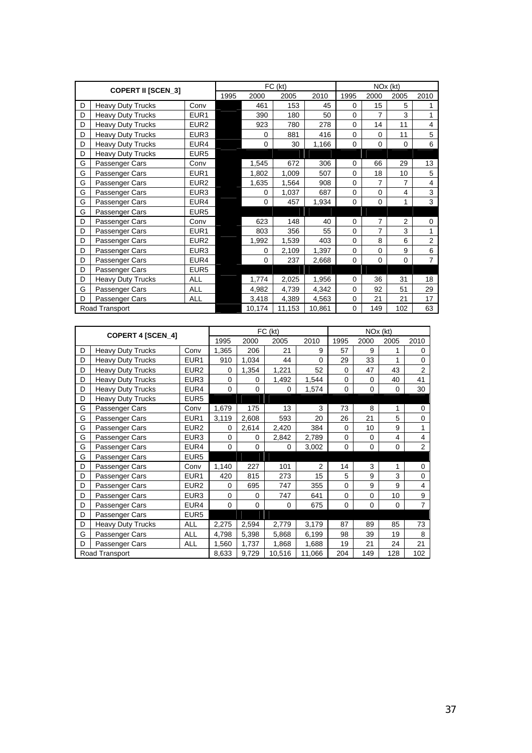| COPERT II [SCEN_3] | | | FC (kt) | | | | NOx (kt) | | | |
|---|---|---|---|---|---|---|---|---|---|---|
| | | | 1995 | 2000 | 2005 | 2010 | 1995 | 2000 | 2005 | 2010 |
| D | Heavy Duty Trucks | Conv | | 461 | 153 | 45 | 0 | 15 | 5 | 1 |
| D | Heavy Duty Trucks | EUR1 | | 390 | 180 | 50 | 0 | 7 | 3 | 1 |
| D | Heavy Duty Trucks | EUR2 | | 923 | 780 | 278 | 0 | 14 | 11 | 4 |
| D | Heavy Duty Trucks | EUR3 | | 0 | 881 | 416 | 0 | 0 | 11 | 5 |
| D | Heavy Duty Trucks | EUR4 | | 0 | 30 | 1,166 | 0 | 0 | 0 | 6 |
| D | Heavy Duty Trucks | EUR5 | | | | | | | | |
| G | Passenger Cars | Conv | | 1,545 | 672 | 306 | 0 | 66 | 29 | 13 |
| G | Passenger Cars | EUR1 | | 1,802 | 1,009 | 507 | 0 | 18 | 10 | 5 |
| G | Passenger Cars | EUR2 | | 1,635 | 1,564 | 908 | 0 | 7 | 7 | 4 |
| G | Passenger Cars | EUR3 | | 0 | 1,037 | 687 | 0 | 0 | 4 | 3 |
| G | Passenger Cars | EUR4 | | 0 | 457 | 1,934 | 0 | 0 | 1 | 3 |
| G | Passenger Cars | EUR5 | | | | | | | | |
| D | Passenger Cars | Conv | | 623 | 148 | 40 | 0 | 7 | 2 | 0 |
| D | Passenger Cars | EUR1 | | 803 | 356 | 55 | 0 | 7 | 3 | 1 |
| D | Passenger Cars | EUR2 | | 1,992 | 1,539 | 403 | 0 | 8 | 6 | 2 |
| D | Passenger Cars | EUR3 | | 0 | 2,109 | 1,397 | 0 | 0 | 9 | 6 |
| D | Passenger Cars | EUR4 | | 0 | 237 | 2,668 | 0 | 0 | 0 | 7 |
| D | Passenger Cars | EUR5 | | | | | | | | |
| D | Heavy Duty Trucks | ALL | | 1,774 | 2,025 | 1,956 | 0 | 36 | 31 | 18 |
| G | Passenger Cars | ALL | | 4,982 | 4,739 | 4,342 | 0 | 92 | 51 | 29 |
| D | Passenger Cars | ALL | | 3,418 | 4,389 | 4,563 | 0 | 21 | 21 | 17 |
| Road Transport | | | | 10,174 | 11,153 | 10,861 | 0 | 149 | 102 | 63 |

| COPERT 4 [SCEN_4] | | | FC (kt) | | | | NOx (kt) | | | |
|---|---|---|---|---|---|---|---|---|---|---|
| | | | 1995 | 2000 | 2005 | 2010 | 1995 | 2000 | 2005 | 2010 |
| D | Heavy Duty Trucks | Conv | 1,365 | 206 | 21 | 9 | 57 | 9 | 1 | 0 |
| D | Heavy Duty Trucks | EUR1 | 910 | 1,034 | 44 | 0 | 29 | 33 | 1 | 0 |
| D | Heavy Duty Trucks | EUR2 | 0 | 1,354 | 1,221 | 52 | 0 | 47 | 43 | 2 |
| D | Heavy Duty Trucks | EUR3 | 0 | 0 | 1,492 | 1,544 | 0 | 0 | 40 | 41 |
| D | Heavy Duty Trucks | EUR4 | 0 | 0 | 0 | 1,574 | 0 | 0 | 0 | 30 |
| D | Heavy Duty Trucks | EUR5 | | | | | | | | |
| G | Passenger Cars | Conv | 1,679 | 175 | 13 | 3 | 73 | 8 | 1 | 0 |
| G | Passenger Cars | EUR1 | 3,119 | 2,608 | 593 | 20 | 26 | 21 | 5 | 0 |
| G | Passenger Cars | EUR2 | 0 | 2,614 | 2,420 | 384 | 0 | 10 | 9 | 1 |
| G | Passenger Cars | EUR3 | 0 | 0 | 2,842 | 2,789 | 0 | 0 | 4 | 4 |
| G | Passenger Cars | EUR4 | 0 | 0 | 0 | 3,002 | 0 | 0 | 0 | 2 |
| G | Passenger Cars | EUR5 | | | | | | | | |
| D | Passenger Cars | Conv | 1,140 | 227 | 101 | 2 | 14 | 3 | 1 | 0 |
| D | Passenger Cars | EUR1 | 420 | 815 | 273 | 15 | 5 | 9 | 3 | 0 |
| D | Passenger Cars | EUR2 | 0 | 695 | 747 | 355 | 0 | 9 | 9 | 4 |
| D | Passenger Cars | EUR3 | 0 | 0 | 747 | 641 | 0 | 0 | 10 | 9 |
| D | Passenger Cars | EUR4 | 0 | 0 | 0 | 675 | 0 | 0 | 0 | 7 |
| D | Passenger Cars | EUR5 | | | | | | | | |
| D | Heavy Duty Trucks | ALL | 2,275 | 2,594 | 2,779 | 3,179 | 87 | 89 | 85 | 73 |
| G | Passenger Cars | ALL | 4,798 | 5,398 | 5,868 | 6,199 | 98 | 39 | 19 | 8 |
| D | Passenger Cars | ALL | 1,560 | 1,737 | 1,868 | 1,688 | 19 | 21 | 24 | 21 |
| Road Transport | | | 8,633 | 9,729 | 10,516 | 11,066 | 204 | 149 | 128 | 102 |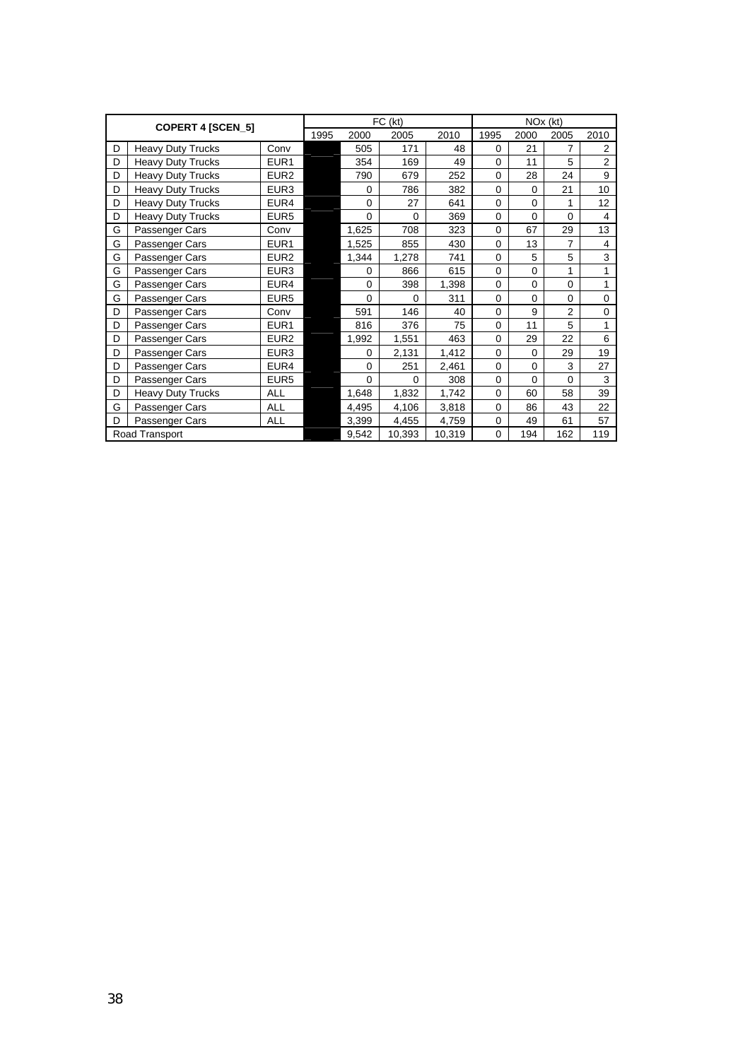| COPERT 4 [SCEN_5] | | | FC (kt) | | | | NOx (kt) | | | |
|---|---|---|---|---|---|---|---|---|---|---|
| | | | 1995 | 2000 | 2005 | 2010 | 1995 | 2000 | 2005 | 2010 |
| D | Heavy Duty Trucks | Conv | | 505 | 171 | 48 | 0 | 21 | 7 | 2 |
| D | Heavy Duty Trucks | EUR1 | | 354 | 169 | 49 | 0 | 11 | 5 | 2 |
| D | Heavy Duty Trucks | EUR2 | | 790 | 679 | 252 | 0 | 28 | 24 | 9 |
| D | Heavy Duty Trucks | EUR3 | | 0 | 786 | 382 | 0 | 0 | 21 | 10 |
| D | Heavy Duty Trucks | EUR4 | | 0 | 27 | 641 | 0 | 0 | 1 | 12 |
| D | Heavy Duty Trucks | EUR5 | | 0 | 0 | 369 | 0 | 0 | 0 | 4 |
| G | Passenger Cars | Conv | | 1,625 | 708 | 323 | 0 | 67 | 29 | 13 |
| G | Passenger Cars | EUR1 | | 1,525 | 855 | 430 | 0 | 13 | 7 | 4 |
| G | Passenger Cars | EUR2 | | 1,344 | 1,278 | 741 | 0 | 5 | 5 | 3 |
| G | Passenger Cars | EUR3 | | 0 | 866 | 615 | 0 | 0 | 1 | 1 |
| G | Passenger Cars | EUR4 | | 0 | 398 | 1,398 | 0 | 0 | 0 | 1 |
| G | Passenger Cars | EUR5 | | 0 | 0 | 311 | 0 | 0 | 0 | 0 |
| D | Passenger Cars | Conv | | 591 | 146 | 40 | 0 | 9 | 2 | 0 |
| D | Passenger Cars | EUR1 | | 816 | 376 | 75 | 0 | 11 | 5 | 1 |
| D | Passenger Cars | EUR2 | | 1,992 | 1,551 | 463 | 0 | 29 | 22 | 6 |
| D | Passenger Cars | EUR3 | | 0 | 2,131 | 1,412 | 0 | 0 | 29 | 19 |
| D | Passenger Cars | EUR4 | | 0 | 251 | 2,461 | 0 | 0 | 3 | 27 |
| D | Passenger Cars | EUR5 | | 0 | 0 | 308 | 0 | 0 | 0 | 3 |
| D | Heavy Duty Trucks | ALL | | 1,648 | 1,832 | 1,742 | 0 | 60 | 58 | 39 |
| G | Passenger Cars | ALL | | 4,495 | 4,106 | 3,818 | 0 | 86 | 43 | 22 |
| D | Passenger Cars | ALL | | 3,399 | 4,455 | 4,759 | 0 | 49 | 61 | 57 |
| Road Transport | | | | 9,542 | 10,393 | 10,319 | 0 | 194 | 162 | 119 |